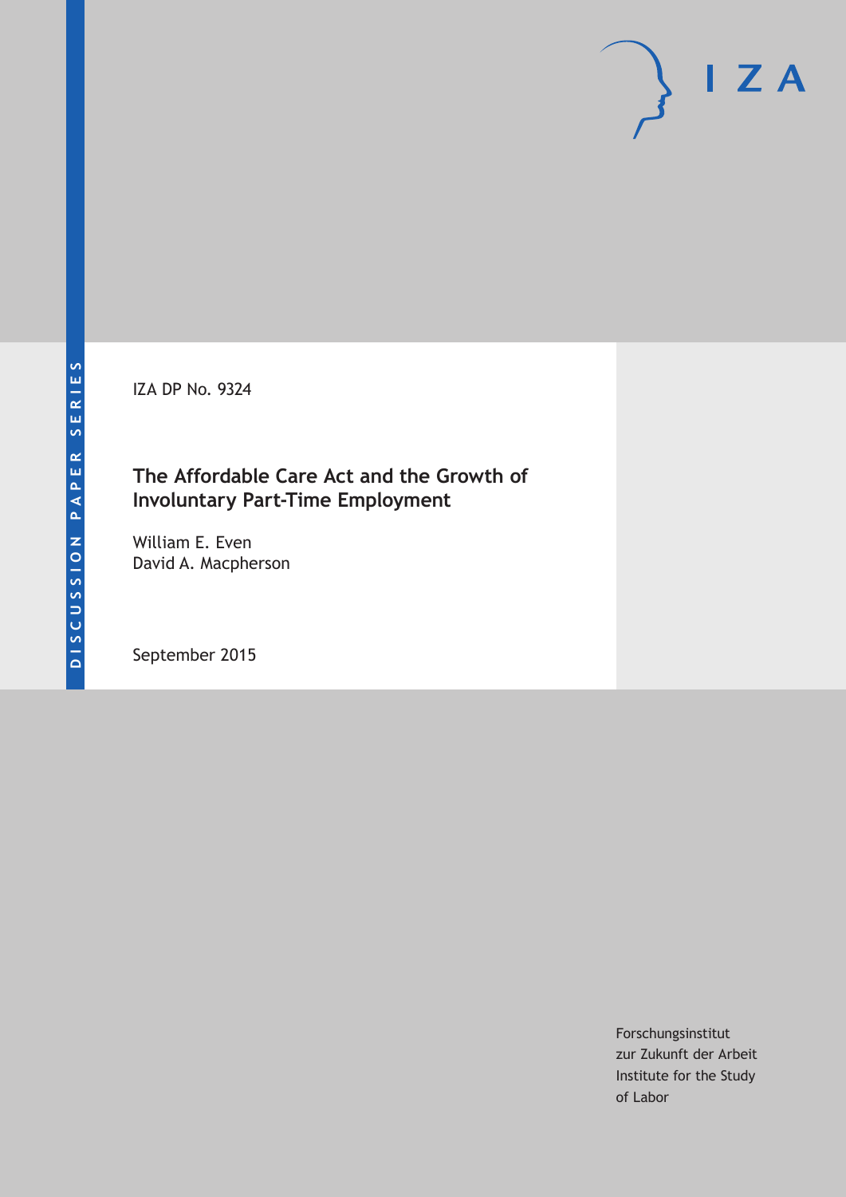DISCUSSION PAPER SERIES

IZA DP No. 9324

# The Affordable Care Act and the Growth of Involuntary Part-Time Employment

William E. Even
David A. Macpherson

September 2015

Forschungsinstitut
zur Zukunft der Arbeit
Institute for the Study
of Labor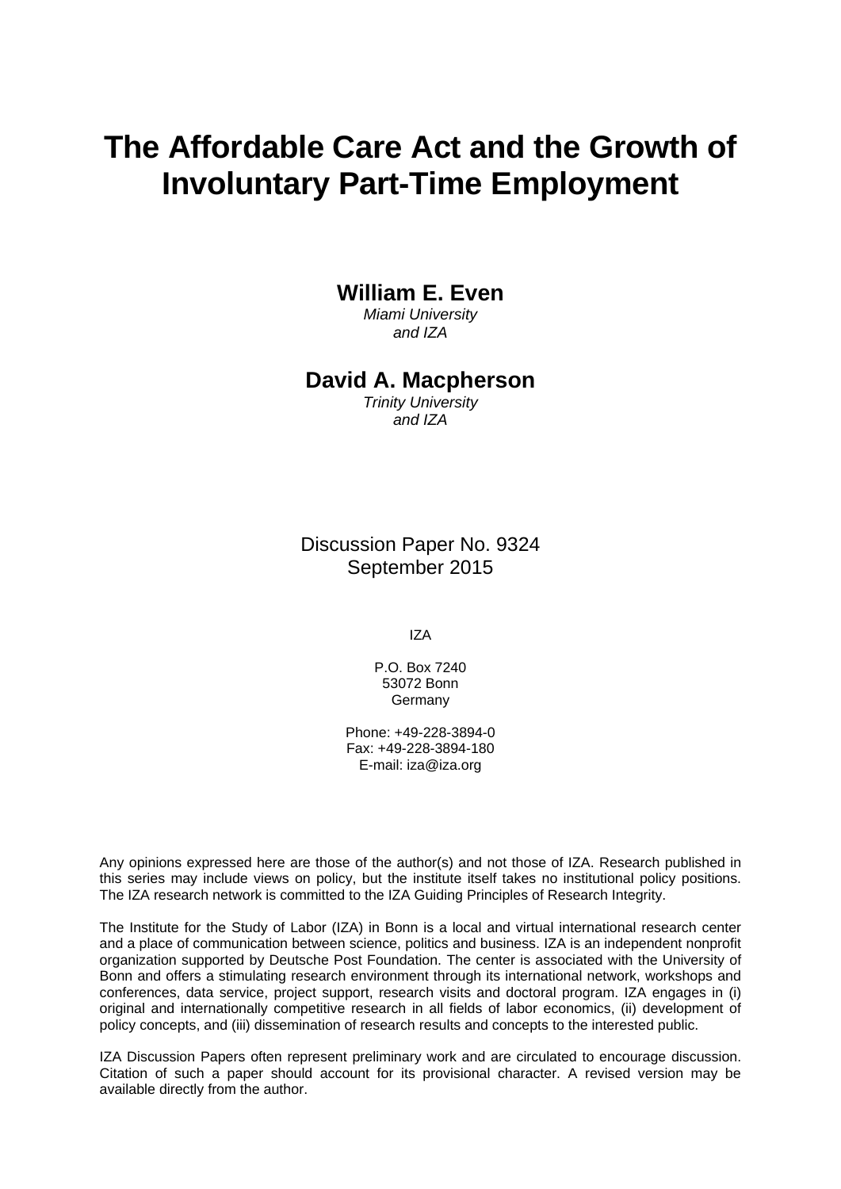# The Affordable Care Act and the Growth of Involuntary Part-Time Employment

**William E. Even**

*Miami University*
*and IZA*

**David A. Macpherson**

*Trinity University*
*and IZA*

Discussion Paper No. 9324
September 2015

IZA

P.O. Box 7240
53072 Bonn
Germany

Phone: +49-228-3894-0
Fax: +49-228-3894-180
E-mail: iza@iza.org

Any opinions expressed here are those of the author(s) and not those of IZA. Research published in this series may include views on policy, but the institute itself takes no institutional policy positions. The IZA research network is committed to the IZA Guiding Principles of Research Integrity.

The Institute for the Study of Labor (IZA) in Bonn is a local and virtual international research center and a place of communication between science, politics and business. IZA is an independent nonprofit organization supported by Deutsche Post Foundation. The center is associated with the University of Bonn and offers a stimulating research environment through its international network, workshops and conferences, data service, project support, research visits and doctoral program. IZA engages in (i) original and internationally competitive research in all fields of labor economics, (ii) development of policy concepts, and (iii) dissemination of research results and concepts to the interested public.

IZA Discussion Papers often represent preliminary work and are circulated to encourage discussion. Citation of such a paper should account for its provisional character. A revised version may be available directly from the author.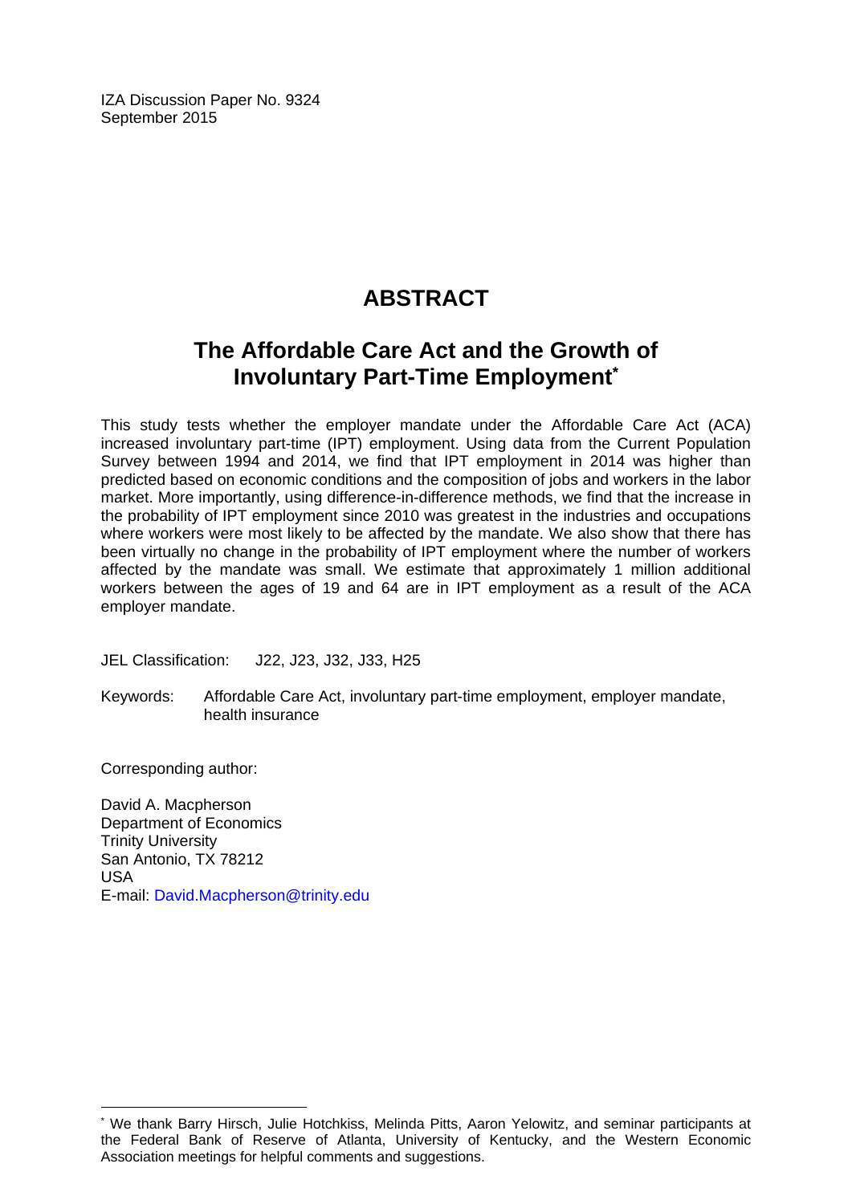IZA Discussion Paper No. 9324
September 2015

# ABSTRACT

## The Affordable Care Act and the Growth of Involuntary Part-Time Employment*

This study tests whether the employer mandate under the Affordable Care Act (ACA) increased involuntary part-time (IPT) employment. Using data from the Current Population Survey between 1994 and 2014, we find that IPT employment in 2014 was higher than predicted based on economic conditions and the composition of jobs and workers in the labor market. More importantly, using difference-in-difference methods, we find that the increase in the probability of IPT employment since 2010 was greatest in the industries and occupations where workers were most likely to be affected by the mandate. We also show that there has been virtually no change in the probability of IPT employment where the number of workers affected by the mandate was small. We estimate that approximately 1 million additional workers between the ages of 19 and 64 are in IPT employment as a result of the ACA employer mandate.

JEL Classification: J22, J23, J32, J33, H25

Keywords: Affordable Care Act, involuntary part-time employment, employer mandate, health insurance

Corresponding author:

David A. Macpherson
Department of Economics
Trinity University
San Antonio, TX 78212
USA
E-mail: David.Macpherson@trinity.edu

---

* We thank Barry Hirsch, Julie Hotchkiss, Melinda Pitts, Aaron Yelowitz, and seminar participants at the Federal Bank of Reserve of Atlanta, University of Kentucky, and the Western Economic Association meetings for helpful comments and suggestions.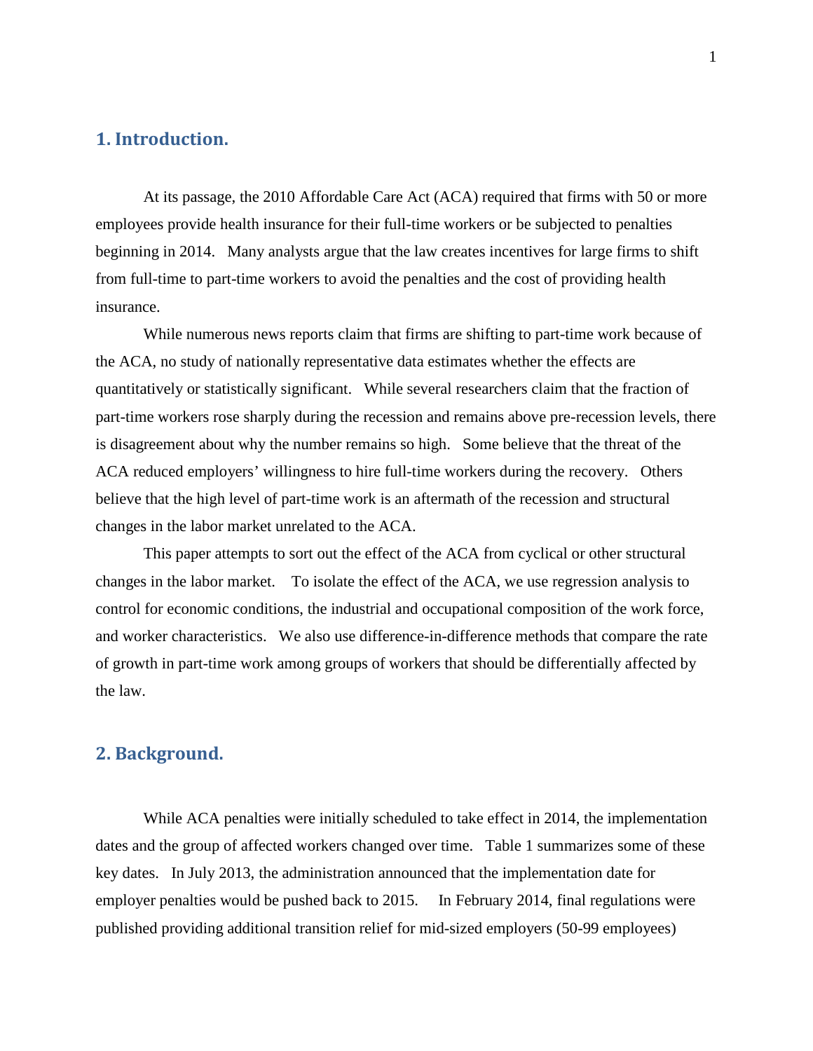## 1. Introduction.

At its passage, the 2010 Affordable Care Act (ACA) required that firms with 50 or more employees provide health insurance for their full-time workers or be subjected to penalties beginning in 2014. Many analysts argue that the law creates incentives for large firms to shift from full-time to part-time workers to avoid the penalties and the cost of providing health insurance.

While numerous news reports claim that firms are shifting to part-time work because of the ACA, no study of nationally representative data estimates whether the effects are quantitatively or statistically significant. While several researchers claim that the fraction of part-time workers rose sharply during the recession and remains above pre-recession levels, there is disagreement about why the number remains so high. Some believe that the threat of the ACA reduced employers' willingness to hire full-time workers during the recovery. Others believe that the high level of part-time work is an aftermath of the recession and structural changes in the labor market unrelated to the ACA.

This paper attempts to sort out the effect of the ACA from cyclical or other structural changes in the labor market. To isolate the effect of the ACA, we use regression analysis to control for economic conditions, the industrial and occupational composition of the work force, and worker characteristics. We also use difference-in-difference methods that compare the rate of growth in part-time work among groups of workers that should be differentially affected by the law.

## 2. Background.

While ACA penalties were initially scheduled to take effect in 2014, the implementation dates and the group of affected workers changed over time. Table 1 summarizes some of these key dates. In July 2013, the administration announced that the implementation date for employer penalties would be pushed back to 2015. In February 2014, final regulations were published providing additional transition relief for mid-sized employers (50-99 employees)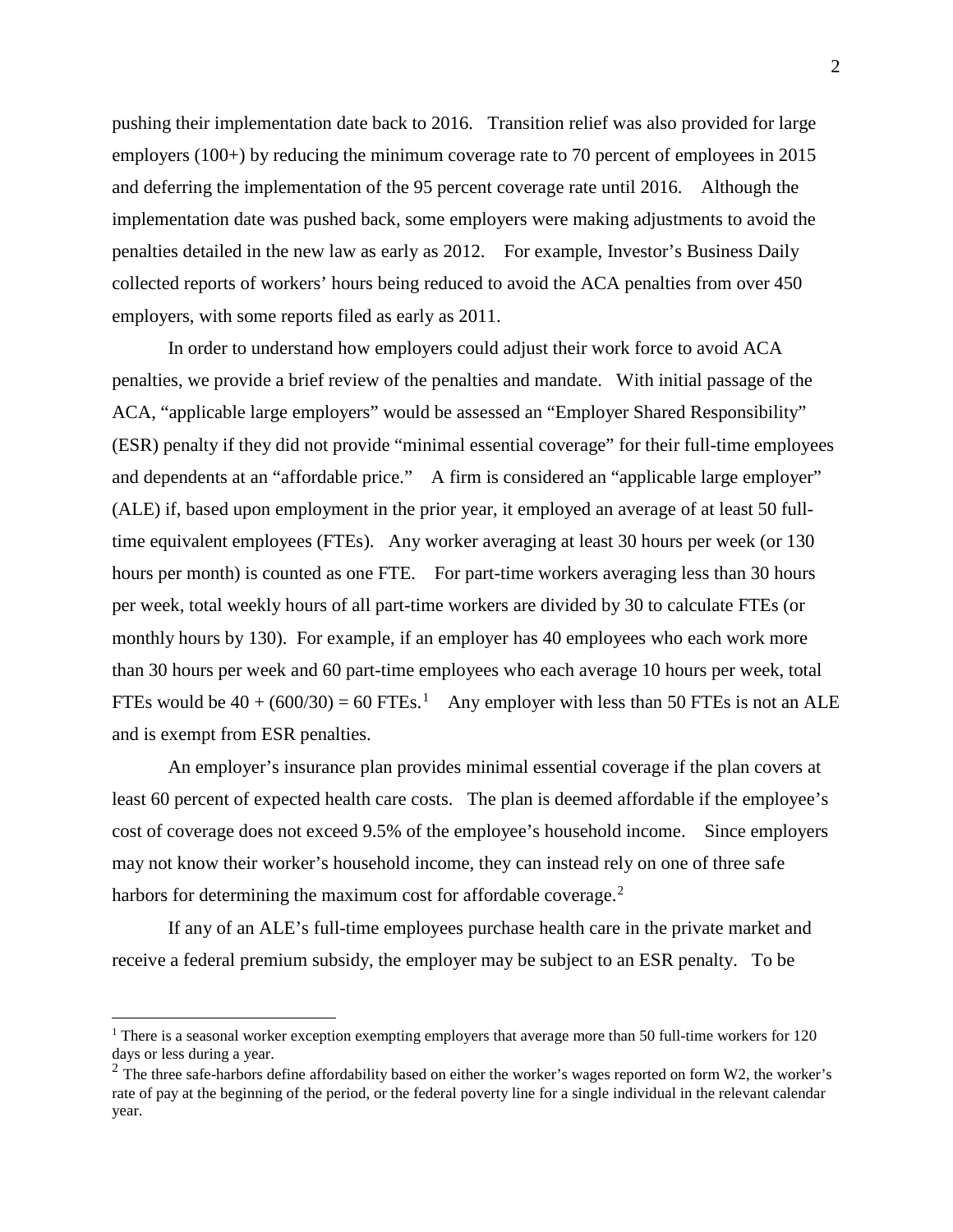pushing their implementation date back to 2016. Transition relief was also provided for large employers (100+) by reducing the minimum coverage rate to 70 percent of employees in 2015 and deferring the implementation of the 95 percent coverage rate until 2016. Although the implementation date was pushed back, some employers were making adjustments to avoid the penalties detailed in the new law as early as 2012. For example, Investor's Business Daily collected reports of workers' hours being reduced to avoid the ACA penalties from over 450 employers, with some reports filed as early as 2011.

In order to understand how employers could adjust their work force to avoid ACA penalties, we provide a brief review of the penalties and mandate. With initial passage of the ACA, "applicable large employers" would be assessed an "Employer Shared Responsibility" (ESR) penalty if they did not provide "minimal essential coverage" for their full-time employees and dependents at an "affordable price." A firm is considered an "applicable large employer" (ALE) if, based upon employment in the prior year, it employed an average of at least 50 full-time equivalent employees (FTEs). Any worker averaging at least 30 hours per week (or 130 hours per month) is counted as one FTE. For part-time workers averaging less than 30 hours per week, total weekly hours of all part-time workers are divided by 30 to calculate FTEs (or monthly hours by 130). For example, if an employer has 40 employees who each work more than 30 hours per week and 60 part-time employees who each average 10 hours per week, total FTEs would be $40 + (600/30) = 60$ FTEs.[1] Any employer with less than 50 FTEs is not an ALE and is exempt from ESR penalties.

An employer's insurance plan provides minimal essential coverage if the plan covers at least 60 percent of expected health care costs. The plan is deemed affordable if the employee's cost of coverage does not exceed 9.5% of the employee's household income. Since employers may not know their worker's household income, they can instead rely on one of three safe harbors for determining the maximum cost for affordable coverage.[2]

If any of an ALE's full-time employees purchase health care in the private market and receive a federal premium subsidy, the employer may be subject to an ESR penalty. To be

[1] There is a seasonal worker exception exempting employers that average more than 50 full-time workers for 120 days or less during a year.

[2] The three safe-harbors define affordability based on either the worker's wages reported on form W2, the worker's rate of pay at the beginning of the period, or the federal poverty line for a single individual in the relevant calendar year.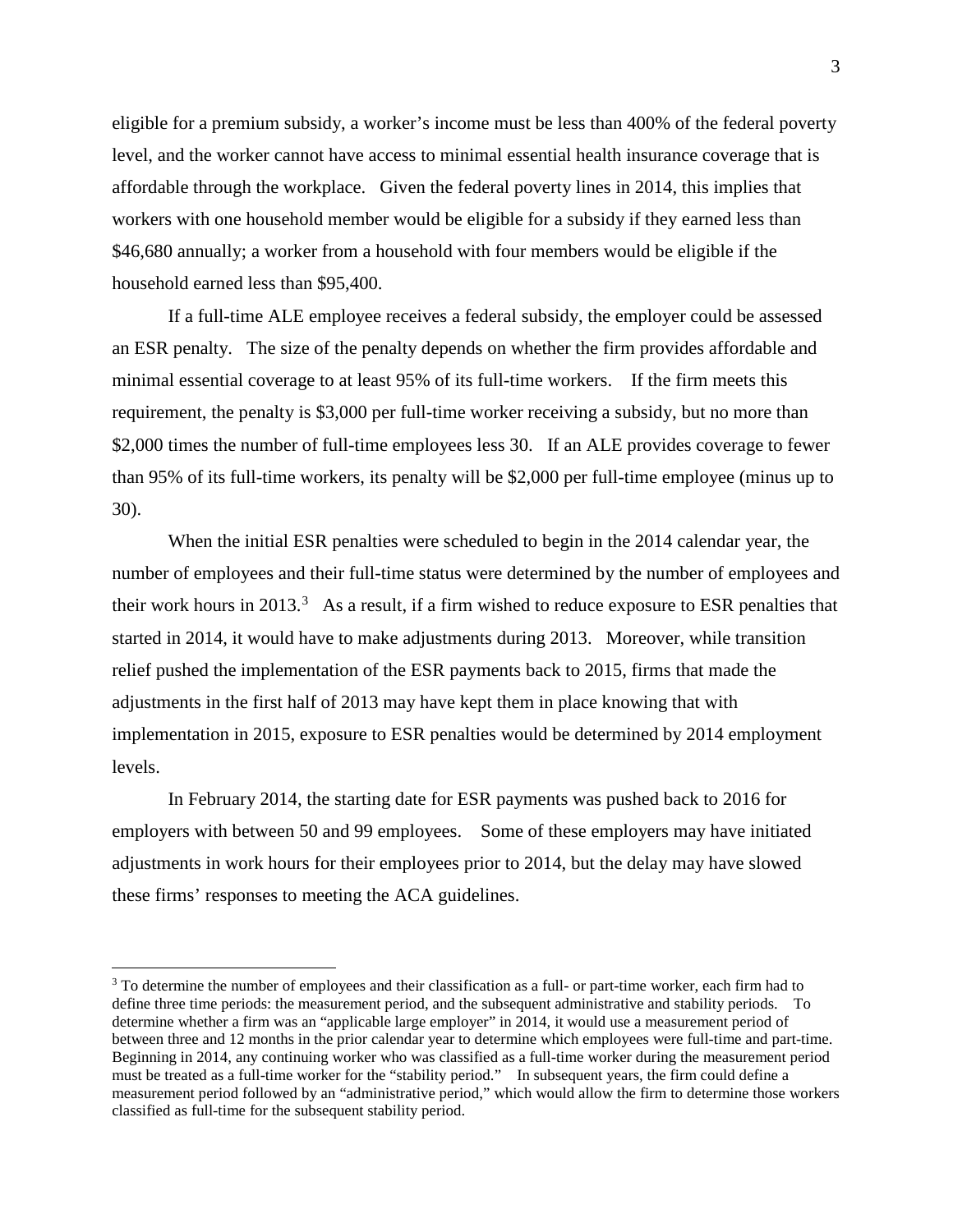eligible for a premium subsidy, a worker's income must be less than 400% of the federal poverty level, and the worker cannot have access to minimal essential health insurance coverage that is affordable through the workplace. Given the federal poverty lines in 2014, this implies that workers with one household member would be eligible for a subsidy if they earned less than $46,680 annually; a worker from a household with four members would be eligible if the household earned less than $95,400.

If a full-time ALE employee receives a federal subsidy, the employer could be assessed an ESR penalty. The size of the penalty depends on whether the firm provides affordable and minimal essential coverage to at least 95% of its full-time workers. If the firm meets this requirement, the penalty is $3,000 per full-time worker receiving a subsidy, but no more than $2,000 times the number of full-time employees less 30. If an ALE provides coverage to fewer than 95% of its full-time workers, its penalty will be $2,000 per full-time employee (minus up to 30).

When the initial ESR penalties were scheduled to begin in the 2014 calendar year, the number of employees and their full-time status were determined by the number of employees and their work hours in 2013.[3] As a result, if a firm wished to reduce exposure to ESR penalties that started in 2014, it would have to make adjustments during 2013. Moreover, while transition relief pushed the implementation of the ESR payments back to 2015, firms that made the adjustments in the first half of 2013 may have kept them in place knowing that with implementation in 2015, exposure to ESR penalties would be determined by 2014 employment levels.

In February 2014, the starting date for ESR payments was pushed back to 2016 for employers with between 50 and 99 employees. Some of these employers may have initiated adjustments in work hours for their employees prior to 2014, but the delay may have slowed these firms' responses to meeting the ACA guidelines.

[3] To determine the number of employees and their classification as a full- or part-time worker, each firm had to define three time periods: the measurement period, and the subsequent administrative and stability periods. To determine whether a firm was an "applicable large employer" in 2014, it would use a measurement period of between three and 12 months in the prior calendar year to determine which employees were full-time and part-time. Beginning in 2014, any continuing worker who was classified as a full-time worker during the measurement period must be treated as a full-time worker for the "stability period." In subsequent years, the firm could define a measurement period followed by an "administrative period," which would allow the firm to determine those workers classified as full-time for the subsequent stability period.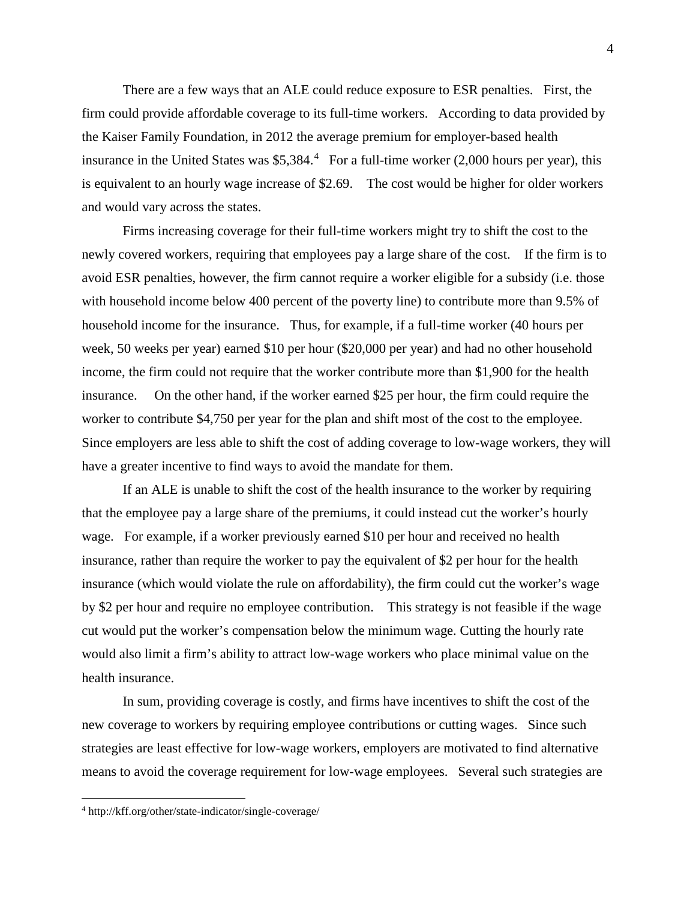There are a few ways that an ALE could reduce exposure to ESR penalties. First, the firm could provide affordable coverage to its full-time workers. According to data provided by the Kaiser Family Foundation, in 2012 the average premium for employer-based health insurance in the United States was $5,384.[4] For a full-time worker (2,000 hours per year), this is equivalent to an hourly wage increase of $2.69. The cost would be higher for older workers and would vary across the states.

Firms increasing coverage for their full-time workers might try to shift the cost to the newly covered workers, requiring that employees pay a large share of the cost. If the firm is to avoid ESR penalties, however, the firm cannot require a worker eligible for a subsidy (i.e. those with household income below 400 percent of the poverty line) to contribute more than 9.5% of household income for the insurance. Thus, for example, if a full-time worker (40 hours per week, 50 weeks per year) earned $10 per hour ($20,000 per year) and had no other household income, the firm could not require that the worker contribute more than $1,900 for the health insurance. On the other hand, if the worker earned $25 per hour, the firm could require the worker to contribute $4,750 per year for the plan and shift most of the cost to the employee. Since employers are less able to shift the cost of adding coverage to low-wage workers, they will have a greater incentive to find ways to avoid the mandate for them.

If an ALE is unable to shift the cost of the health insurance to the worker by requiring that the employee pay a large share of the premiums, it could instead cut the worker's hourly wage. For example, if a worker previously earned $10 per hour and received no health insurance, rather than require the worker to pay the equivalent of $2 per hour for the health insurance (which would violate the rule on affordability), the firm could cut the worker's wage by $2 per hour and require no employee contribution. This strategy is not feasible if the wage cut would put the worker's compensation below the minimum wage. Cutting the hourly rate would also limit a firm's ability to attract low-wage workers who place minimal value on the health insurance.

In sum, providing coverage is costly, and firms have incentives to shift the cost of the new coverage to workers by requiring employee contributions or cutting wages. Since such strategies are least effective for low-wage workers, employers are motivated to find alternative means to avoid the coverage requirement for low-wage employees. Several such strategies are

[4] http://kff.org/other/state-indicator/single-coverage/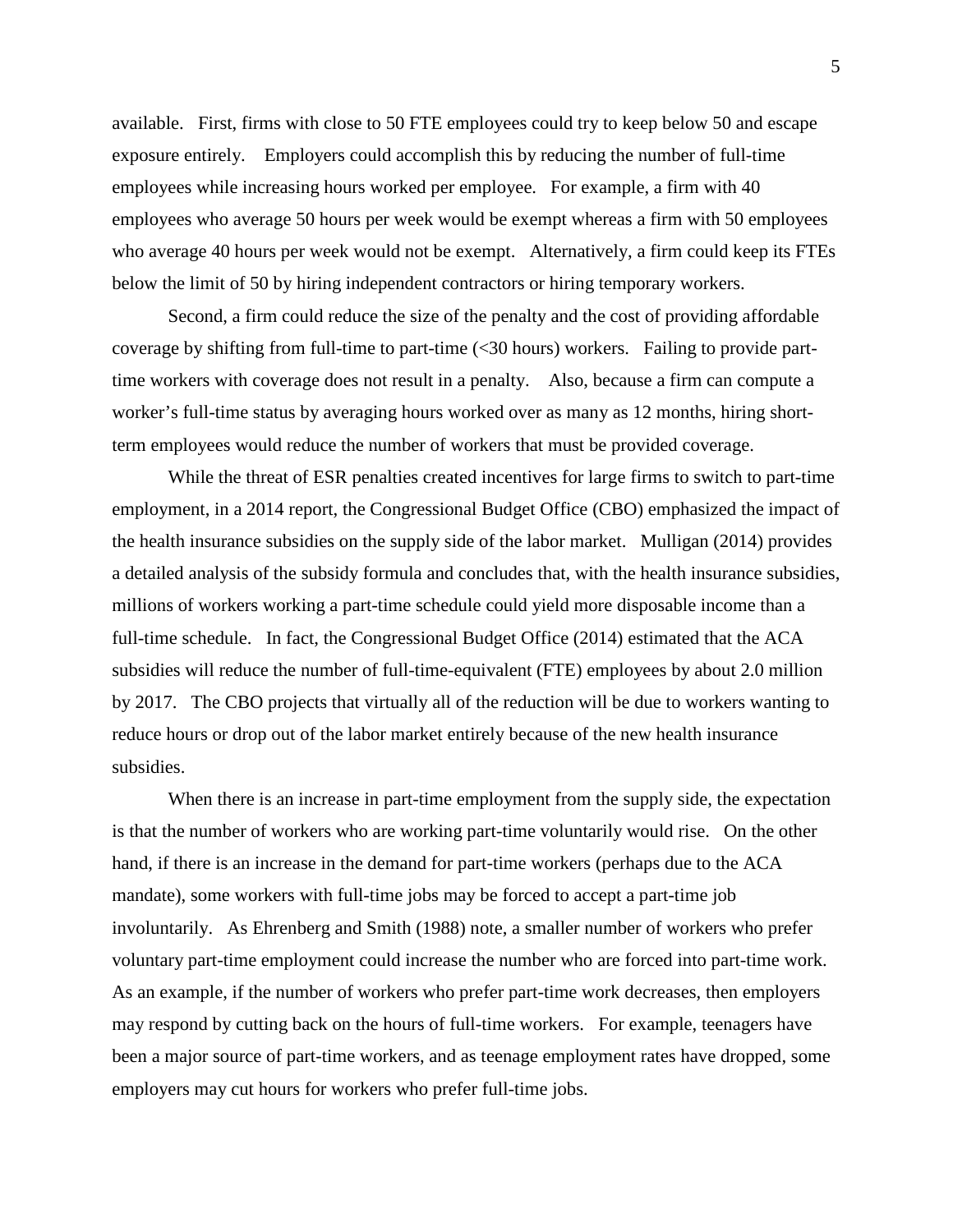available. First, firms with close to 50 FTE employees could try to keep below 50 and escape exposure entirely. Employers could accomplish this by reducing the number of full-time employees while increasing hours worked per employee. For example, a firm with 40 employees who average 50 hours per week would be exempt whereas a firm with 50 employees who average 40 hours per week would not be exempt. Alternatively, a firm could keep its FTEs below the limit of 50 by hiring independent contractors or hiring temporary workers.

Second, a firm could reduce the size of the penalty and the cost of providing affordable coverage by shifting from full-time to part-time (<30 hours) workers. Failing to provide part-time workers with coverage does not result in a penalty. Also, because a firm can compute a worker's full-time status by averaging hours worked over as many as 12 months, hiring short-term employees would reduce the number of workers that must be provided coverage.

While the threat of ESR penalties created incentives for large firms to switch to part-time employment, in a 2014 report, the Congressional Budget Office (CBO) emphasized the impact of the health insurance subsidies on the supply side of the labor market. Mulligan (2014) provides a detailed analysis of the subsidy formula and concludes that, with the health insurance subsidies, millions of workers working a part-time schedule could yield more disposable income than a full-time schedule. In fact, the Congressional Budget Office (2014) estimated that the ACA subsidies will reduce the number of full-time-equivalent (FTE) employees by about 2.0 million by 2017. The CBO projects that virtually all of the reduction will be due to workers wanting to reduce hours or drop out of the labor market entirely because of the new health insurance subsidies.

When there is an increase in part-time employment from the supply side, the expectation is that the number of workers who are working part-time voluntarily would rise. On the other hand, if there is an increase in the demand for part-time workers (perhaps due to the ACA mandate), some workers with full-time jobs may be forced to accept a part-time job involuntarily. As Ehrenberg and Smith (1988) note, a smaller number of workers who prefer voluntary part-time employment could increase the number who are forced into part-time work. As an example, if the number of workers who prefer part-time work decreases, then employers may respond by cutting back on the hours of full-time workers. For example, teenagers have been a major source of part-time workers, and as teenage employment rates have dropped, some employers may cut hours for workers who prefer full-time jobs.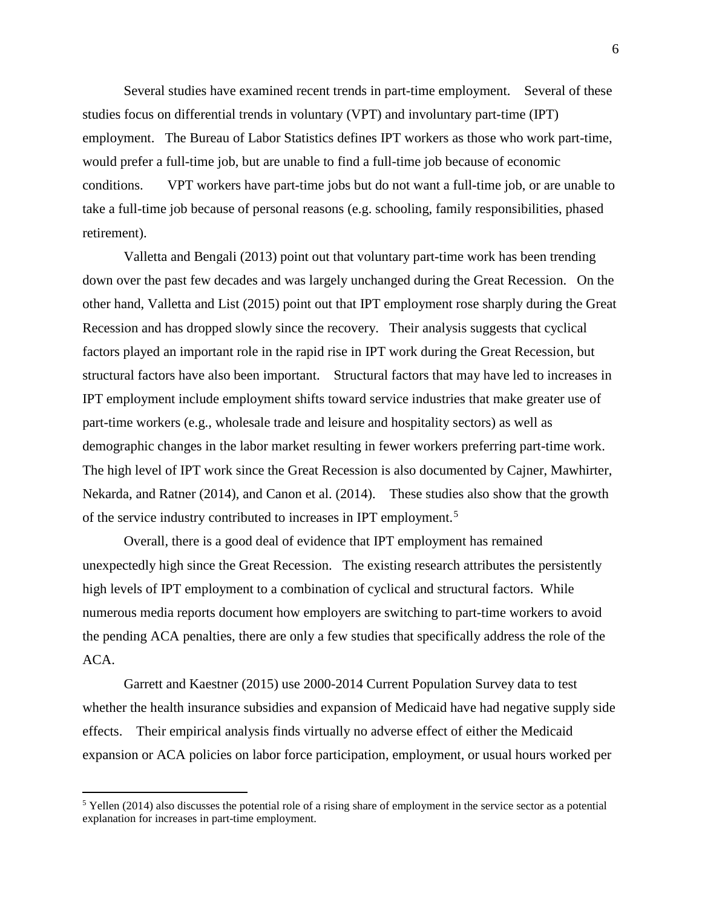Several studies have examined recent trends in part-time employment. Several of these studies focus on differential trends in voluntary (VPT) and involuntary part-time (IPT) employment. The Bureau of Labor Statistics defines IPT workers as those who work part-time, would prefer a full-time job, but are unable to find a full-time job because of economic conditions. VPT workers have part-time jobs but do not want a full-time job, or are unable to take a full-time job because of personal reasons (e.g. schooling, family responsibilities, phased retirement).

Valletta and Bengali (2013) point out that voluntary part-time work has been trending down over the past few decades and was largely unchanged during the Great Recession. On the other hand, Valletta and List (2015) point out that IPT employment rose sharply during the Great Recession and has dropped slowly since the recovery. Their analysis suggests that cyclical factors played an important role in the rapid rise in IPT work during the Great Recession, but structural factors have also been important. Structural factors that may have led to increases in IPT employment include employment shifts toward service industries that make greater use of part-time workers (e.g., wholesale trade and leisure and hospitality sectors) as well as demographic changes in the labor market resulting in fewer workers preferring part-time work. The high level of IPT work since the Great Recession is also documented by Cajner, Mawhirter, Nekarda, and Ratner (2014), and Canon et al. (2014). These studies also show that the growth of the service industry contributed to increases in IPT employment.[5]

Overall, there is a good deal of evidence that IPT employment has remained unexpectedly high since the Great Recession. The existing research attributes the persistently high levels of IPT employment to a combination of cyclical and structural factors. While numerous media reports document how employers are switching to part-time workers to avoid the pending ACA penalties, there are only a few studies that specifically address the role of the ACA.

Garrett and Kaestner (2015) use 2000-2014 Current Population Survey data to test whether the health insurance subsidies and expansion of Medicaid have had negative supply side effects. Their empirical analysis finds virtually no adverse effect of either the Medicaid expansion or ACA policies on labor force participation, employment, or usual hours worked per

[5] Yellen (2014) also discusses the potential role of a rising share of employment in the service sector as a potential explanation for increases in part-time employment.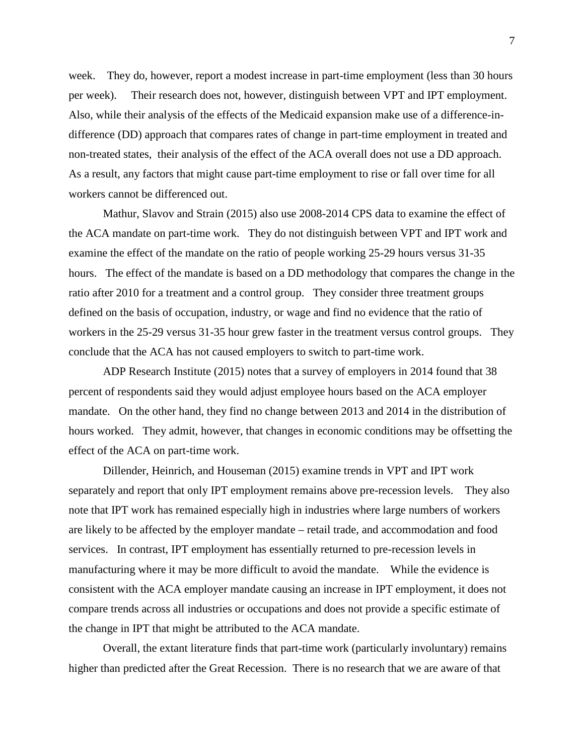week. They do, however, report a modest increase in part-time employment (less than 30 hours per week). Their research does not, however, distinguish between VPT and IPT employment. Also, while their analysis of the effects of the Medicaid expansion make use of a difference-in-difference (DD) approach that compares rates of change in part-time employment in treated and non-treated states, their analysis of the effect of the ACA overall does not use a DD approach. As a result, any factors that might cause part-time employment to rise or fall over time for all workers cannot be differenced out.

Mathur, Slavov and Strain (2015) also use 2008-2014 CPS data to examine the effect of the ACA mandate on part-time work. They do not distinguish between VPT and IPT work and examine the effect of the mandate on the ratio of people working 25-29 hours versus 31-35 hours. The effect of the mandate is based on a DD methodology that compares the change in the ratio after 2010 for a treatment and a control group. They consider three treatment groups defined on the basis of occupation, industry, or wage and find no evidence that the ratio of workers in the 25-29 versus 31-35 hour grew faster in the treatment versus control groups. They conclude that the ACA has not caused employers to switch to part-time work.

ADP Research Institute (2015) notes that a survey of employers in 2014 found that 38 percent of respondents said they would adjust employee hours based on the ACA employer mandate. On the other hand, they find no change between 2013 and 2014 in the distribution of hours worked. They admit, however, that changes in economic conditions may be offsetting the effect of the ACA on part-time work.

Dillender, Heinrich, and Houseman (2015) examine trends in VPT and IPT work separately and report that only IPT employment remains above pre-recession levels. They also note that IPT work has remained especially high in industries where large numbers of workers are likely to be affected by the employer mandate – retail trade, and accommodation and food services. In contrast, IPT employment has essentially returned to pre-recession levels in manufacturing where it may be more difficult to avoid the mandate. While the evidence is consistent with the ACA employer mandate causing an increase in IPT employment, it does not compare trends across all industries or occupations and does not provide a specific estimate of the change in IPT that might be attributed to the ACA mandate.

Overall, the extant literature finds that part-time work (particularly involuntary) remains higher than predicted after the Great Recession. There is no research that we are aware of that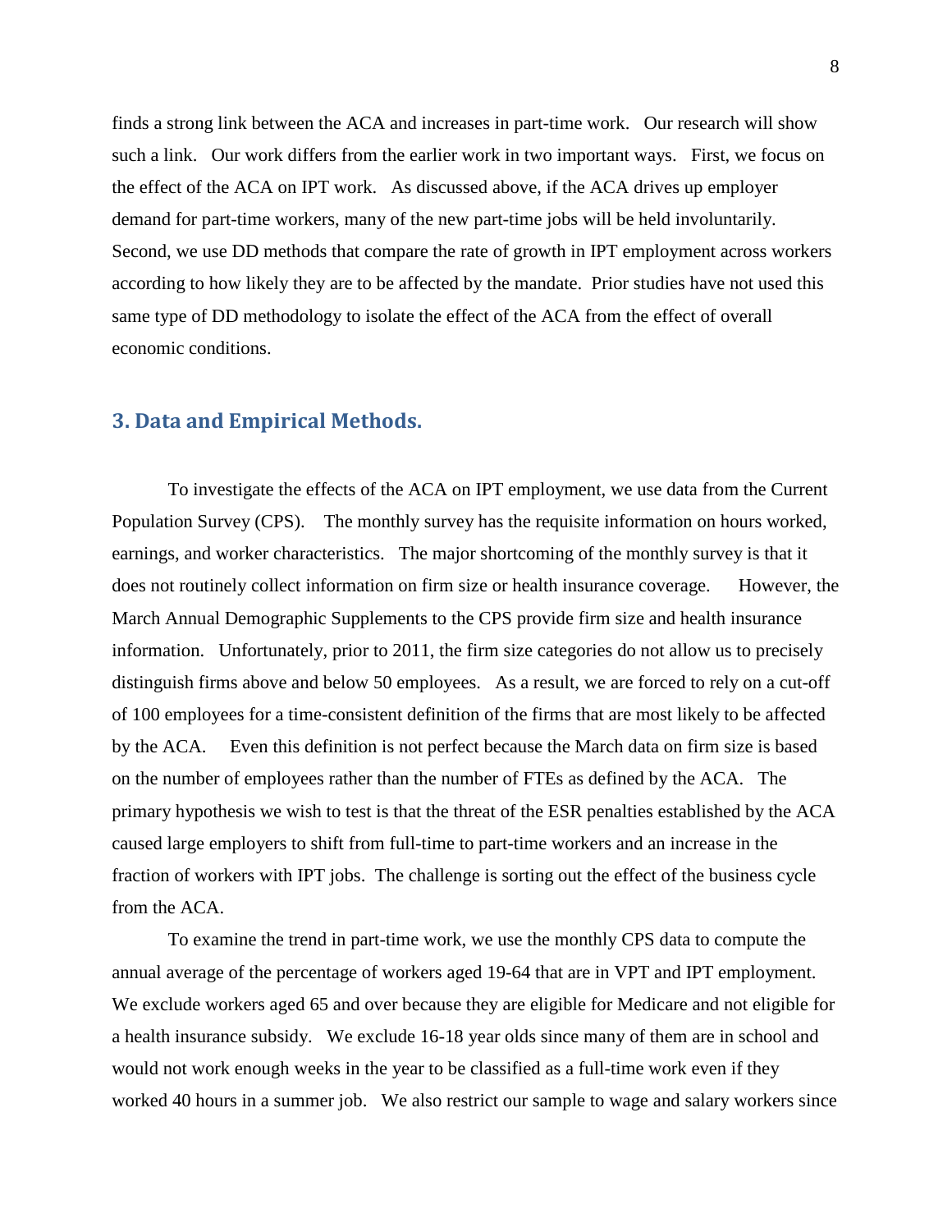finds a strong link between the ACA and increases in part-time work. Our research will show such a link. Our work differs from the earlier work in two important ways. First, we focus on the effect of the ACA on IPT work. As discussed above, if the ACA drives up employer demand for part-time workers, many of the new part-time jobs will be held involuntarily. Second, we use DD methods that compare the rate of growth in IPT employment across workers according to how likely they are to be affected by the mandate. Prior studies have not used this same type of DD methodology to isolate the effect of the ACA from the effect of overall economic conditions.

## 3. Data and Empirical Methods.

To investigate the effects of the ACA on IPT employment, we use data from the Current Population Survey (CPS). The monthly survey has the requisite information on hours worked, earnings, and worker characteristics. The major shortcoming of the monthly survey is that it does not routinely collect information on firm size or health insurance coverage. However, the March Annual Demographic Supplements to the CPS provide firm size and health insurance information. Unfortunately, prior to 2011, the firm size categories do not allow us to precisely distinguish firms above and below 50 employees. As a result, we are forced to rely on a cut-off of 100 employees for a time-consistent definition of the firms that are most likely to be affected by the ACA. Even this definition is not perfect because the March data on firm size is based on the number of employees rather than the number of FTEs as defined by the ACA. The primary hypothesis we wish to test is that the threat of the ESR penalties established by the ACA caused large employers to shift from full-time to part-time workers and an increase in the fraction of workers with IPT jobs. The challenge is sorting out the effect of the business cycle from the ACA.

To examine the trend in part-time work, we use the monthly CPS data to compute the annual average of the percentage of workers aged 19-64 that are in VPT and IPT employment. We exclude workers aged 65 and over because they are eligible for Medicare and not eligible for a health insurance subsidy. We exclude 16-18 year olds since many of them are in school and would not work enough weeks in the year to be classified as a full-time work even if they worked 40 hours in a summer job. We also restrict our sample to wage and salary workers since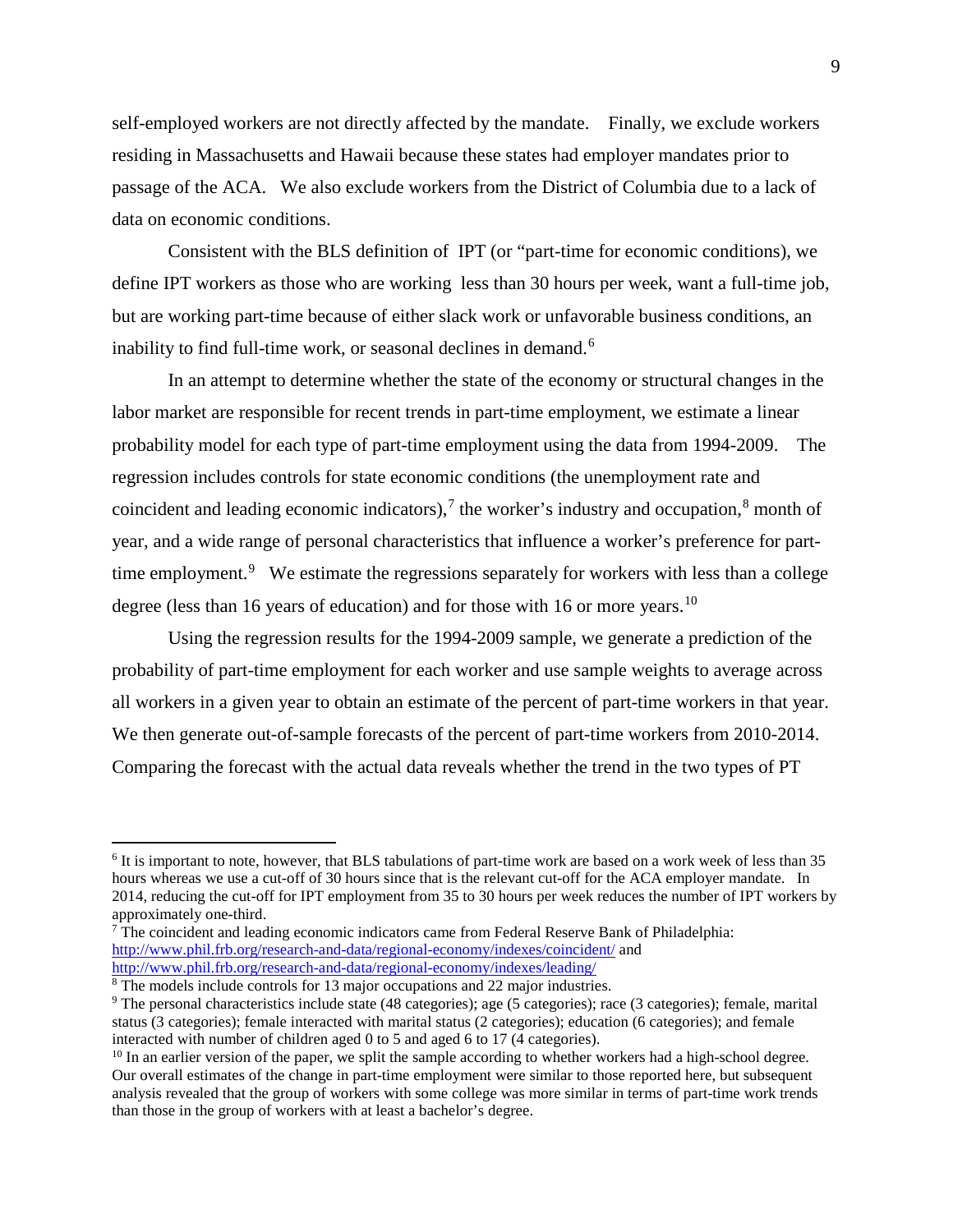self-employed workers are not directly affected by the mandate. Finally, we exclude workers residing in Massachusetts and Hawaii because these states had employer mandates prior to passage of the ACA. We also exclude workers from the District of Columbia due to a lack of data on economic conditions.

Consistent with the BLS definition of IPT (or "part-time for economic conditions), we define IPT workers as those who are working less than 30 hours per week, want a full-time job, but are working part-time because of either slack work or unfavorable business conditions, an inability to find full-time work, or seasonal declines in demand.[6]

In an attempt to determine whether the state of the economy or structural changes in the labor market are responsible for recent trends in part-time employment, we estimate a linear probability model for each type of part-time employment using the data from 1994-2009. The regression includes controls for state economic conditions (the unemployment rate and coincident and leading economic indicators),[7] the worker's industry and occupation,[8] month of year, and a wide range of personal characteristics that influence a worker's preference for part-time employment.[9] We estimate the regressions separately for workers with less than a college degree (less than 16 years of education) and for those with 16 or more years.[10]

Using the regression results for the 1994-2009 sample, we generate a prediction of the probability of part-time employment for each worker and use sample weights to average across all workers in a given year to obtain an estimate of the percent of part-time workers in that year. We then generate out-of-sample forecasts of the percent of part-time workers from 2010-2014. Comparing the forecast with the actual data reveals whether the trend in the two types of PT

---

[6] It is important to note, however, that BLS tabulations of part-time work are based on a work week of less than 35 hours whereas we use a cut-off of 30 hours since that is the relevant cut-off for the ACA employer mandate. In 2014, reducing the cut-off for IPT employment from 35 to 30 hours per week reduces the number of IPT workers by approximately one-third.

[7] The coincident and leading economic indicators came from Federal Reserve Bank of Philadelphia: http://www.phil.frb.org/research-and-data/regional-economy/indexes/coincident/ and http://www.phil.frb.org/research-and-data/regional-economy/indexes/leading/

[8] The models include controls for 13 major occupations and 22 major industries.

[9] The personal characteristics include state (48 categories); age (5 categories); race (3 categories); female, marital status (3 categories); female interacted with marital status (2 categories); education (6 categories); and female interacted with number of children aged 0 to 5 and aged 6 to 17 (4 categories).

[10] In an earlier version of the paper, we split the sample according to whether workers had a high-school degree. Our overall estimates of the change in part-time employment were similar to those reported here, but subsequent analysis revealed that the group of workers with some college was more similar in terms of part-time work trends than those in the group of workers with at least a bachelor's degree.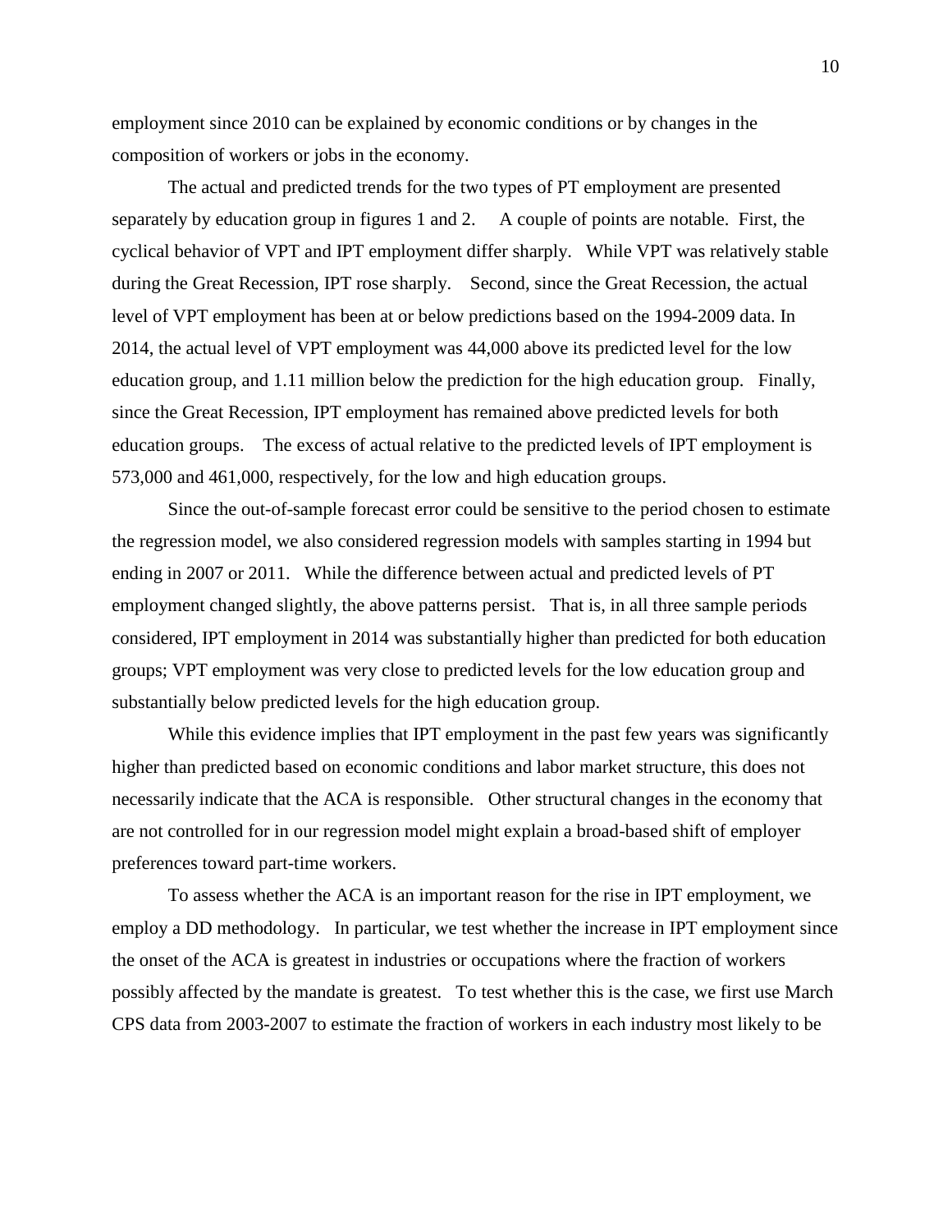employment since 2010 can be explained by economic conditions or by changes in the composition of workers or jobs in the economy.

The actual and predicted trends for the two types of PT employment are presented separately by education group in figures 1 and 2. A couple of points are notable. First, the cyclical behavior of VPT and IPT employment differ sharply. While VPT was relatively stable during the Great Recession, IPT rose sharply. Second, since the Great Recession, the actual level of VPT employment has been at or below predictions based on the 1994-2009 data. In 2014, the actual level of VPT employment was 44,000 above its predicted level for the low education group, and 1.11 million below the prediction for the high education group. Finally, since the Great Recession, IPT employment has remained above predicted levels for both education groups. The excess of actual relative to the predicted levels of IPT employment is 573,000 and 461,000, respectively, for the low and high education groups.

Since the out-of-sample forecast error could be sensitive to the period chosen to estimate the regression model, we also considered regression models with samples starting in 1994 but ending in 2007 or 2011. While the difference between actual and predicted levels of PT employment changed slightly, the above patterns persist. That is, in all three sample periods considered, IPT employment in 2014 was substantially higher than predicted for both education groups; VPT employment was very close to predicted levels for the low education group and substantially below predicted levels for the high education group.

While this evidence implies that IPT employment in the past few years was significantly higher than predicted based on economic conditions and labor market structure, this does not necessarily indicate that the ACA is responsible. Other structural changes in the economy that are not controlled for in our regression model might explain a broad-based shift of employer preferences toward part-time workers.

To assess whether the ACA is an important reason for the rise in IPT employment, we employ a DD methodology. In particular, we test whether the increase in IPT employment since the onset of the ACA is greatest in industries or occupations where the fraction of workers possibly affected by the mandate is greatest. To test whether this is the case, we first use March CPS data from 2003-2007 to estimate the fraction of workers in each industry most likely to be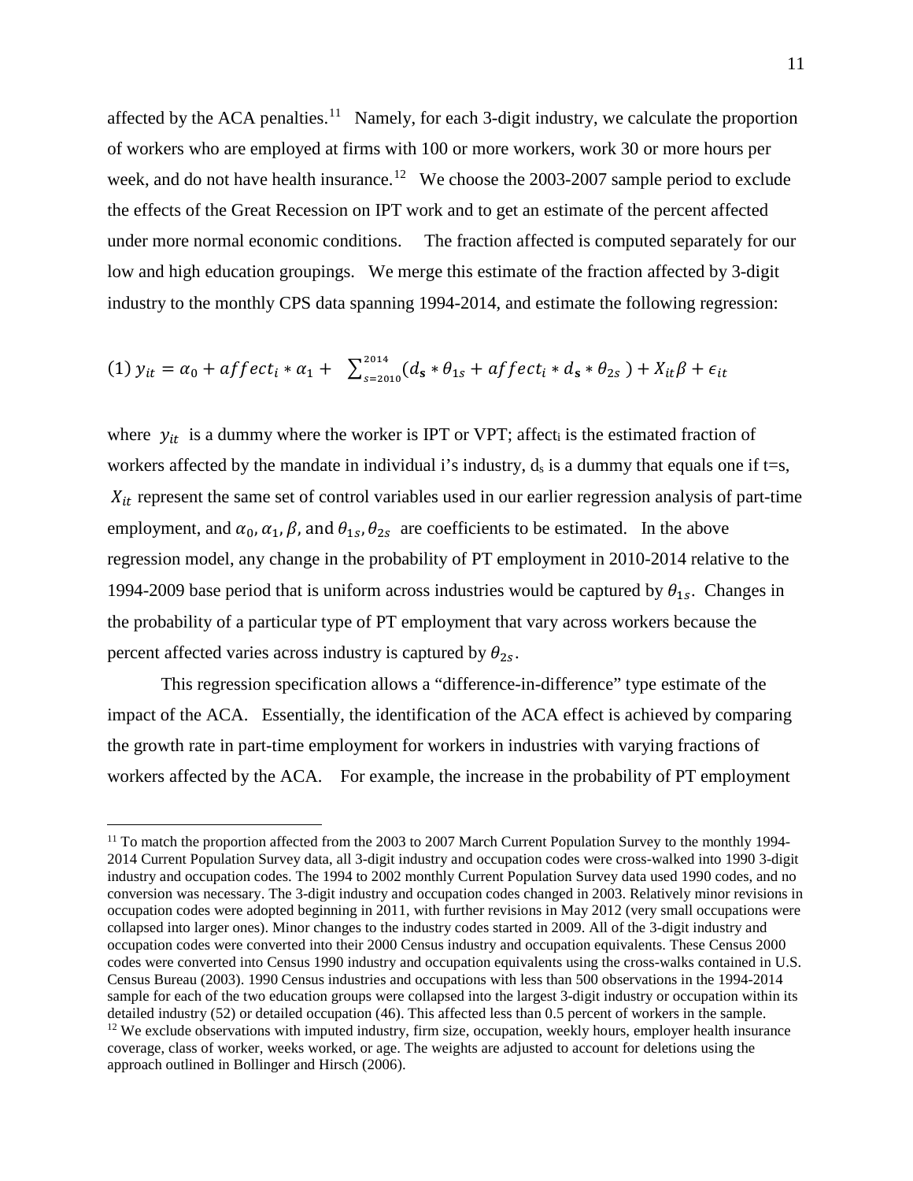affected by the ACA penalties.[11] Namely, for each 3-digit industry, we calculate the proportion of workers who are employed at firms with 100 or more workers, work 30 or more hours per week, and do not have health insurance.[12] We choose the 2003-2007 sample period to exclude the effects of the Great Recession on IPT work and to get an estimate of the percent affected under more normal economic conditions. The fraction affected is computed separately for our low and high education groupings. We merge this estimate of the fraction affected by 3-digit industry to the monthly CPS data spanning 1994-2014, and estimate the following regression:

$$(1)\ y_{it} = \alpha_0 + affect_i * \alpha_1 + \sum_{s=2010}^{2014} (d_{\mathbf{s}} * \theta_{1s} + affect_i * d_{\mathbf{s}} * \theta_{2s}) + X_{it}\beta + \epsilon_{it}$$

where $y_{it}$ is a dummy where the worker is IPT or VPT; $affect_i$ is the estimated fraction of workers affected by the mandate in individual i's industry, $d_s$ is a dummy that equals one if t=s, $X_{it}$ represent the same set of control variables used in our earlier regression analysis of part-time employment, and $\alpha_0, \alpha_1, \beta,$ and $\theta_{1s}, \theta_{2s}$ are coefficients to be estimated. In the above regression model, any change in the probability of PT employment in 2010-2014 relative to the 1994-2009 base period that is uniform across industries would be captured by $\theta_{1s}$. Changes in the probability of a particular type of PT employment that vary across workers because the percent affected varies across industry is captured by $\theta_{2s}$.

This regression specification allows a "difference-in-difference" type estimate of the impact of the ACA. Essentially, the identification of the ACA effect is achieved by comparing the growth rate in part-time employment for workers in industries with varying fractions of workers affected by the ACA. For example, the increase in the probability of PT employment

---

[11] To match the proportion affected from the 2003 to 2007 March Current Population Survey to the monthly 1994-2014 Current Population Survey data, all 3-digit industry and occupation codes were cross-walked into 1990 3-digit industry and occupation codes. The 1994 to 2002 monthly Current Population Survey data used 1990 codes, and no conversion was necessary. The 3-digit industry and occupation codes changed in 2003. Relatively minor revisions in occupation codes were adopted beginning in 2011, with further revisions in May 2012 (very small occupations were collapsed into larger ones). Minor changes to the industry codes started in 2009. All of the 3-digit industry and occupation codes were converted into their 2000 Census industry and occupation equivalents. These Census 2000 codes were converted into Census 1990 industry and occupation equivalents using the cross-walks contained in U.S. Census Bureau (2003). 1990 Census industries and occupations with less than 500 observations in the 1994-2014 sample for each of the two education groups were collapsed into the largest 3-digit industry or occupation within its detailed industry (52) or detailed occupation (46). This affected less than 0.5 percent of workers in the sample.

[12] We exclude observations with imputed industry, firm size, occupation, weekly hours, employer health insurance coverage, class of worker, weeks worked, or age. The weights are adjusted to account for deletions using the approach outlined in Bollinger and Hirsch (2006).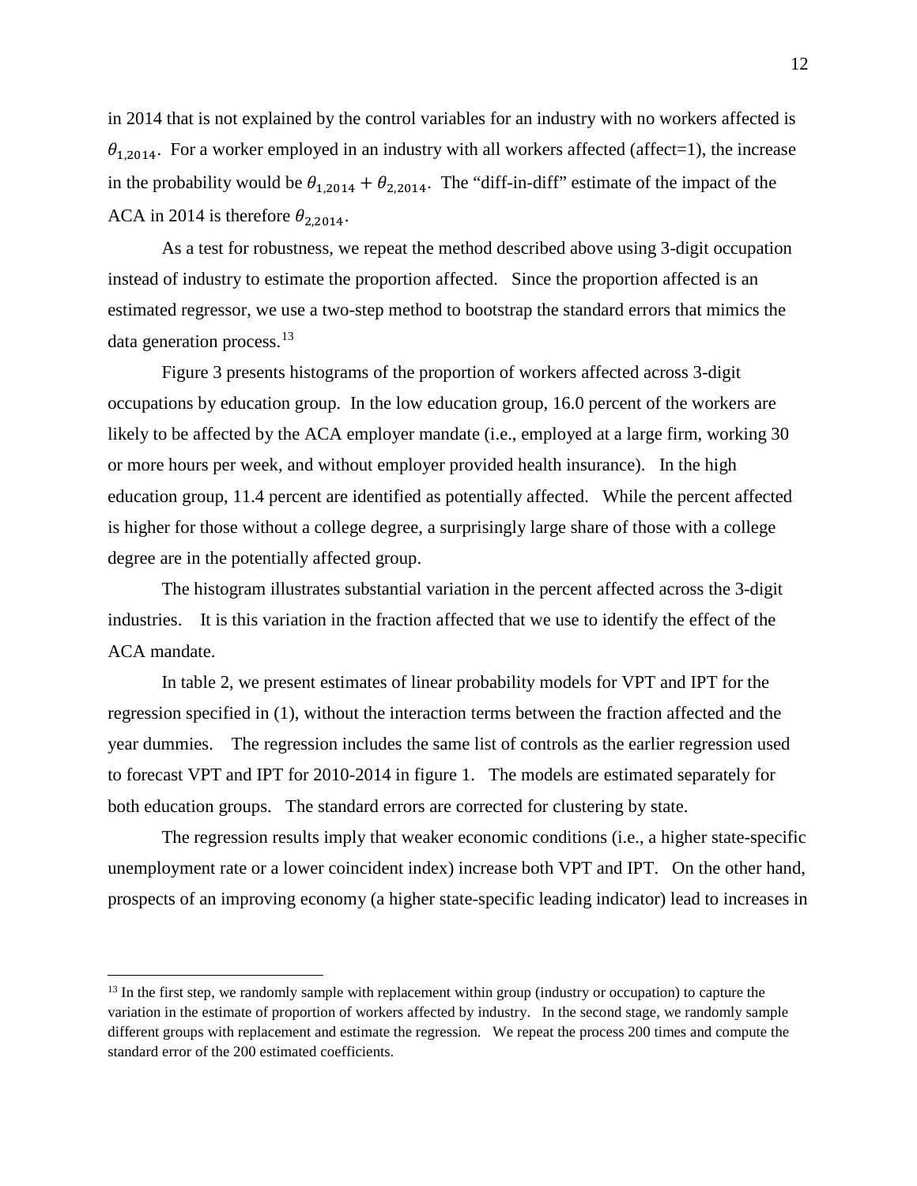in 2014 that is not explained by the control variables for an industry with no workers affected is $\theta_{1,2014}$. For a worker employed in an industry with all workers affected (affect=1), the increase in the probability would be $\theta_{1,2014} + \theta_{2,2014}$. The "diff-in-diff" estimate of the impact of the ACA in 2014 is therefore $\theta_{2,2014}$.

As a test for robustness, we repeat the method described above using 3-digit occupation instead of industry to estimate the proportion affected. Since the proportion affected is an estimated regressor, we use a two-step method to bootstrap the standard errors that mimics the data generation process.[13]

Figure 3 presents histograms of the proportion of workers affected across 3-digit occupations by education group. In the low education group, 16.0 percent of the workers are likely to be affected by the ACA employer mandate (i.e., employed at a large firm, working 30 or more hours per week, and without employer provided health insurance). In the high education group, 11.4 percent are identified as potentially affected. While the percent affected is higher for those without a college degree, a surprisingly large share of those with a college degree are in the potentially affected group.

The histogram illustrates substantial variation in the percent affected across the 3-digit industries. It is this variation in the fraction affected that we use to identify the effect of the ACA mandate.

In table 2, we present estimates of linear probability models for VPT and IPT for the regression specified in (1), without the interaction terms between the fraction affected and the year dummies. The regression includes the same list of controls as the earlier regression used to forecast VPT and IPT for 2010-2014 in figure 1. The models are estimated separately for both education groups. The standard errors are corrected for clustering by state.

The regression results imply that weaker economic conditions (i.e., a higher state-specific unemployment rate or a lower coincident index) increase both VPT and IPT. On the other hand, prospects of an improving economy (a higher state-specific leading indicator) lead to increases in

[13] In the first step, we randomly sample with replacement within group (industry or occupation) to capture the variation in the estimate of proportion of workers affected by industry. In the second stage, we randomly sample different groups with replacement and estimate the regression. We repeat the process 200 times and compute the standard error of the 200 estimated coefficients.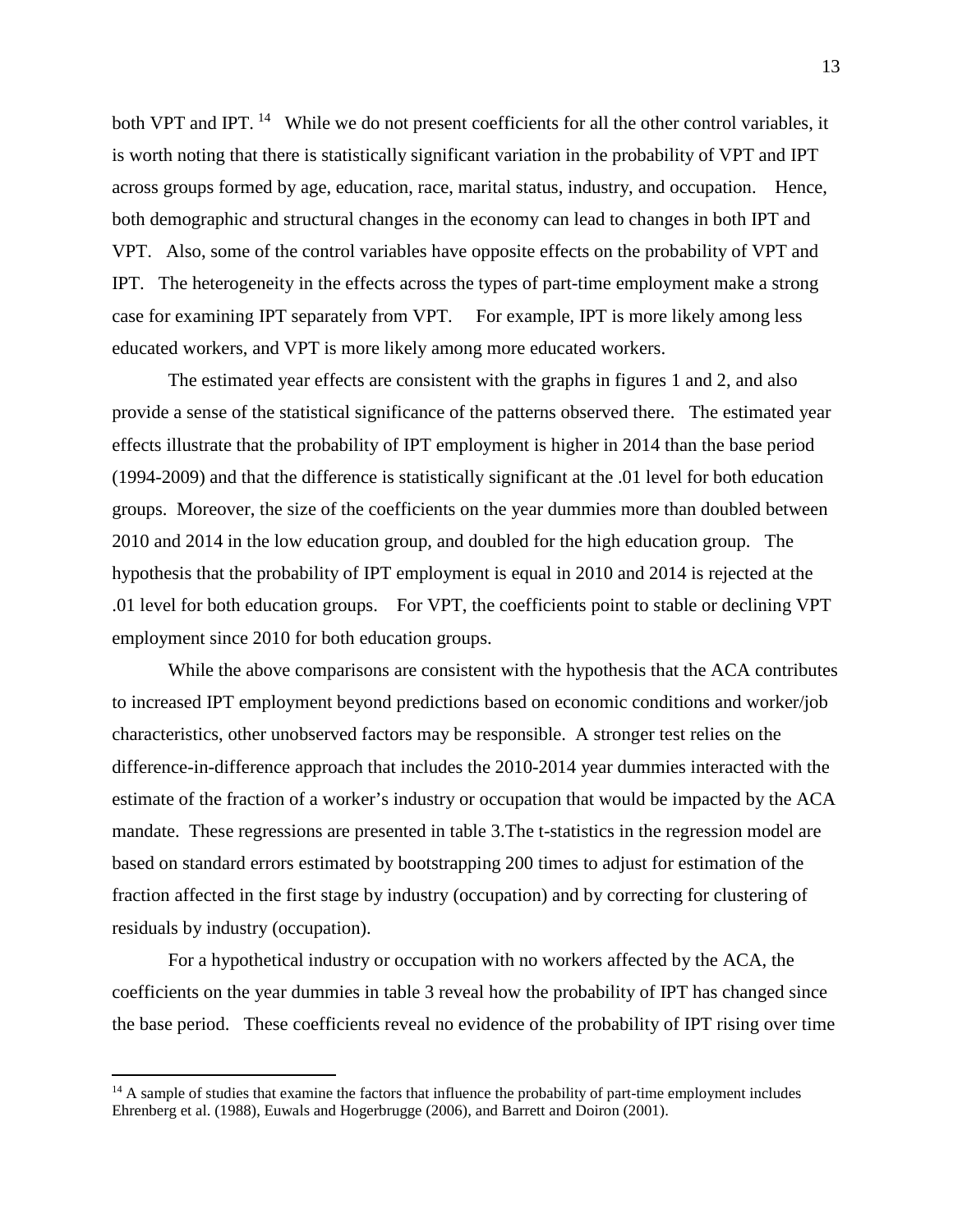both VPT and IPT. [14] While we do not present coefficients for all the other control variables, it is worth noting that there is statistically significant variation in the probability of VPT and IPT across groups formed by age, education, race, marital status, industry, and occupation. Hence, both demographic and structural changes in the economy can lead to changes in both IPT and VPT. Also, some of the control variables have opposite effects on the probability of VPT and IPT. The heterogeneity in the effects across the types of part-time employment make a strong case for examining IPT separately from VPT. For example, IPT is more likely among less educated workers, and VPT is more likely among more educated workers.

The estimated year effects are consistent with the graphs in figures 1 and 2, and also provide a sense of the statistical significance of the patterns observed there. The estimated year effects illustrate that the probability of IPT employment is higher in 2014 than the base period (1994-2009) and that the difference is statistically significant at the .01 level for both education groups. Moreover, the size of the coefficients on the year dummies more than doubled between 2010 and 2014 in the low education group, and doubled for the high education group. The hypothesis that the probability of IPT employment is equal in 2010 and 2014 is rejected at the .01 level for both education groups. For VPT, the coefficients point to stable or declining VPT employment since 2010 for both education groups.

While the above comparisons are consistent with the hypothesis that the ACA contributes to increased IPT employment beyond predictions based on economic conditions and worker/job characteristics, other unobserved factors may be responsible. A stronger test relies on the difference-in-difference approach that includes the 2010-2014 year dummies interacted with the estimate of the fraction of a worker's industry or occupation that would be impacted by the ACA mandate. These regressions are presented in table 3.The t-statistics in the regression model are based on standard errors estimated by bootstrapping 200 times to adjust for estimation of the fraction affected in the first stage by industry (occupation) and by correcting for clustering of residuals by industry (occupation).

For a hypothetical industry or occupation with no workers affected by the ACA, the coefficients on the year dummies in table 3 reveal how the probability of IPT has changed since the base period. These coefficients reveal no evidence of the probability of IPT rising over time

[14] A sample of studies that examine the factors that influence the probability of part-time employment includes Ehrenberg et al. (1988), Euwals and Hogerbrugge (2006), and Barrett and Doiron (2001).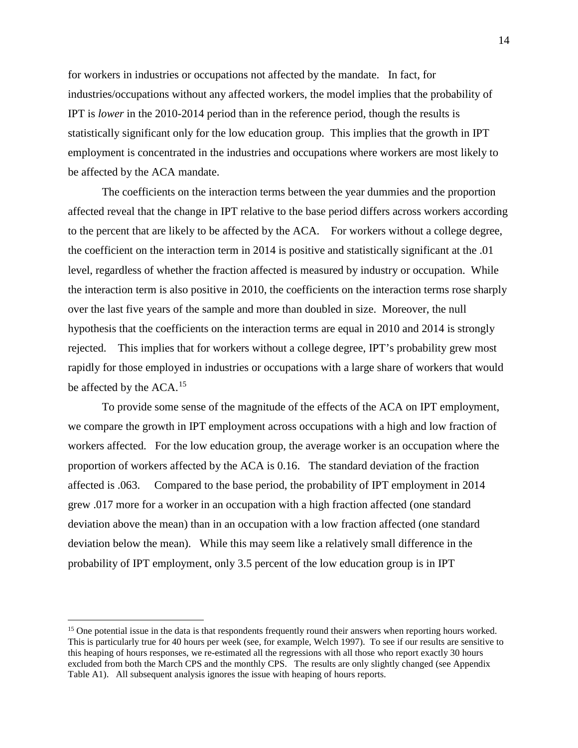for workers in industries or occupations not affected by the mandate. In fact, for industries/occupations without any affected workers, the model implies that the probability of IPT is *lower* in the 2010-2014 period than in the reference period, though the results is statistically significant only for the low education group. This implies that the growth in IPT employment is concentrated in the industries and occupations where workers are most likely to be affected by the ACA mandate.

The coefficients on the interaction terms between the year dummies and the proportion affected reveal that the change in IPT relative to the base period differs across workers according to the percent that are likely to be affected by the ACA. For workers without a college degree, the coefficient on the interaction term in 2014 is positive and statistically significant at the .01 level, regardless of whether the fraction affected is measured by industry or occupation. While the interaction term is also positive in 2010, the coefficients on the interaction terms rose sharply over the last five years of the sample and more than doubled in size. Moreover, the null hypothesis that the coefficients on the interaction terms are equal in 2010 and 2014 is strongly rejected. This implies that for workers without a college degree, IPT's probability grew most rapidly for those employed in industries or occupations with a large share of workers that would be affected by the ACA.[15]

To provide some sense of the magnitude of the effects of the ACA on IPT employment, we compare the growth in IPT employment across occupations with a high and low fraction of workers affected. For the low education group, the average worker is an occupation where the proportion of workers affected by the ACA is 0.16. The standard deviation of the fraction affected is .063. Compared to the base period, the probability of IPT employment in 2014 grew .017 more for a worker in an occupation with a high fraction affected (one standard deviation above the mean) than in an occupation with a low fraction affected (one standard deviation below the mean). While this may seem like a relatively small difference in the probability of IPT employment, only 3.5 percent of the low education group is in IPT

[15] One potential issue in the data is that respondents frequently round their answers when reporting hours worked. This is particularly true for 40 hours per week (see, for example, Welch 1997). To see if our results are sensitive to this heaping of hours responses, we re-estimated all the regressions with all those who report exactly 30 hours excluded from both the March CPS and the monthly CPS. The results are only slightly changed (see Appendix Table A1). All subsequent analysis ignores the issue with heaping of hours reports.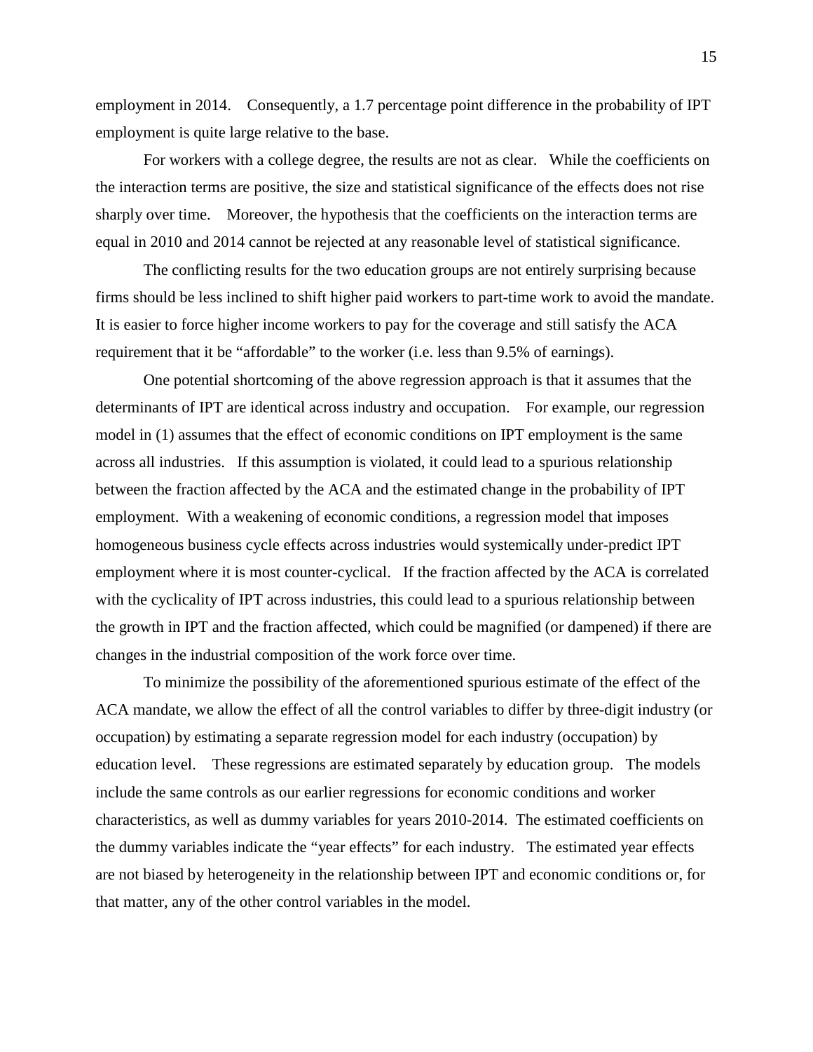employment in 2014. Consequently, a 1.7 percentage point difference in the probability of IPT employment is quite large relative to the base.

For workers with a college degree, the results are not as clear. While the coefficients on the interaction terms are positive, the size and statistical significance of the effects does not rise sharply over time. Moreover, the hypothesis that the coefficients on the interaction terms are equal in 2010 and 2014 cannot be rejected at any reasonable level of statistical significance.

The conflicting results for the two education groups are not entirely surprising because firms should be less inclined to shift higher paid workers to part-time work to avoid the mandate. It is easier to force higher income workers to pay for the coverage and still satisfy the ACA requirement that it be "affordable" to the worker (i.e. less than 9.5% of earnings).

One potential shortcoming of the above regression approach is that it assumes that the determinants of IPT are identical across industry and occupation. For example, our regression model in (1) assumes that the effect of economic conditions on IPT employment is the same across all industries. If this assumption is violated, it could lead to a spurious relationship between the fraction affected by the ACA and the estimated change in the probability of IPT employment. With a weakening of economic conditions, a regression model that imposes homogeneous business cycle effects across industries would systemically under-predict IPT employment where it is most counter-cyclical. If the fraction affected by the ACA is correlated with the cyclicality of IPT across industries, this could lead to a spurious relationship between the growth in IPT and the fraction affected, which could be magnified (or dampened) if there are changes in the industrial composition of the work force over time.

To minimize the possibility of the aforementioned spurious estimate of the effect of the ACA mandate, we allow the effect of all the control variables to differ by three-digit industry (or occupation) by estimating a separate regression model for each industry (occupation) by education level. These regressions are estimated separately by education group. The models include the same controls as our earlier regressions for economic conditions and worker characteristics, as well as dummy variables for years 2010-2014. The estimated coefficients on the dummy variables indicate the "year effects" for each industry. The estimated year effects are not biased by heterogeneity in the relationship between IPT and economic conditions or, for that matter, any of the other control variables in the model.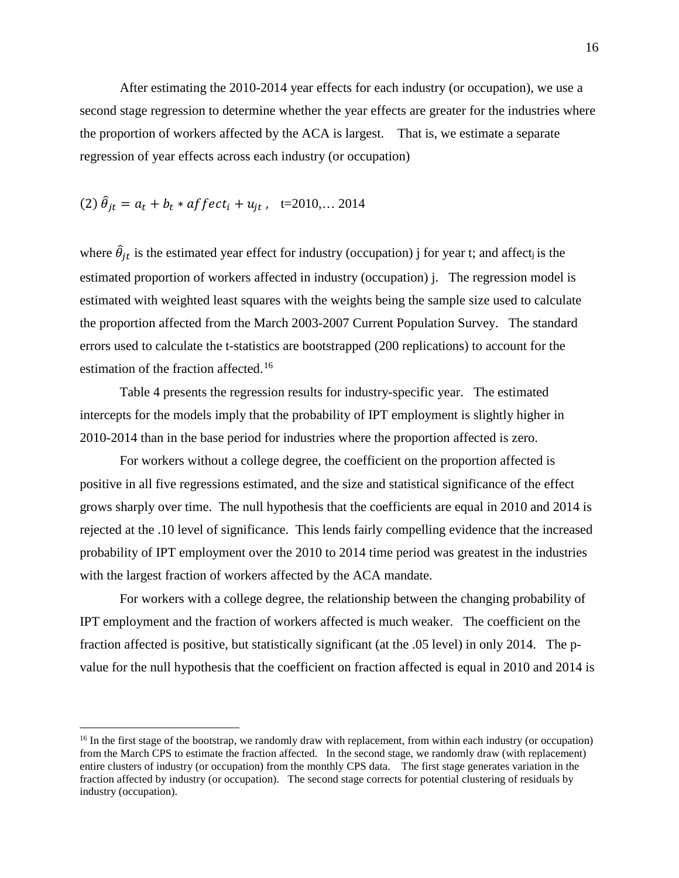After estimating the 2010-2014 year effects for each industry (or occupation), we use a second stage regression to determine whether the year effects are greater for the industries where the proportion of workers affected by the ACA is largest. That is, we estimate a separate regression of year effects across each industry (or occupation)

$$(2)\ \hat{\theta}_{jt} = a_t + b_t * affect_i + u_{jt}\ , \quad t=2010, \ldots 2014$$

where $\hat{\theta}_{jt}$ is the estimated year effect for industry (occupation) j for year t; and $affect_j$ is the estimated proportion of workers affected in industry (occupation) j. The regression model is estimated with weighted least squares with the weights being the sample size used to calculate the proportion affected from the March 2003-2007 Current Population Survey. The standard errors used to calculate the t-statistics are bootstrapped (200 replications) to account for the estimation of the fraction affected.[16]

Table 4 presents the regression results for industry-specific year. The estimated intercepts for the models imply that the probability of IPT employment is slightly higher in 2010-2014 than in the base period for industries where the proportion affected is zero.

For workers without a college degree, the coefficient on the proportion affected is positive in all five regressions estimated, and the size and statistical significance of the effect grows sharply over time. The null hypothesis that the coefficients are equal in 2010 and 2014 is rejected at the .10 level of significance. This lends fairly compelling evidence that the increased probability of IPT employment over the 2010 to 2014 time period was greatest in the industries with the largest fraction of workers affected by the ACA mandate.

For workers with a college degree, the relationship between the changing probability of IPT employment and the fraction of workers affected is much weaker. The coefficient on the fraction affected is positive, but statistically significant (at the .05 level) in only 2014. The p-value for the null hypothesis that the coefficient on fraction affected is equal in 2010 and 2014 is

---

[16] In the first stage of the bootstrap, we randomly draw with replacement, from within each industry (or occupation) from the March CPS to estimate the fraction affected. In the second stage, we randomly draw (with replacement) entire clusters of industry (or occupation) from the monthly CPS data. The first stage generates variation in the fraction affected by industry (or occupation). The second stage corrects for potential clustering of residuals by industry (occupation).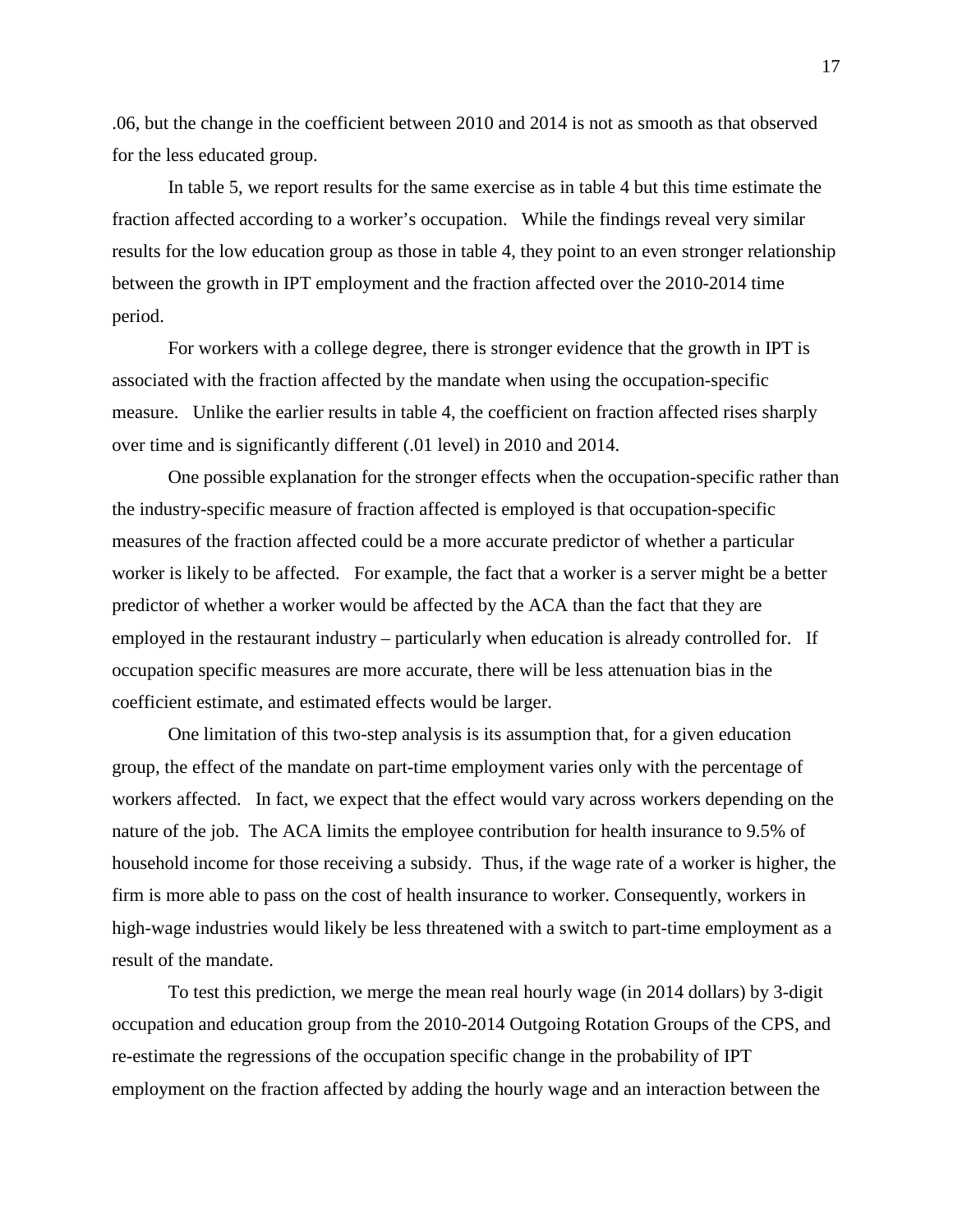.06, but the change in the coefficient between 2010 and 2014 is not as smooth as that observed for the less educated group.

In table 5, we report results for the same exercise as in table 4 but this time estimate the fraction affected according to a worker's occupation. While the findings reveal very similar results for the low education group as those in table 4, they point to an even stronger relationship between the growth in IPT employment and the fraction affected over the 2010-2014 time period.

For workers with a college degree, there is stronger evidence that the growth in IPT is associated with the fraction affected by the mandate when using the occupation-specific measure. Unlike the earlier results in table 4, the coefficient on fraction affected rises sharply over time and is significantly different (.01 level) in 2010 and 2014.

One possible explanation for the stronger effects when the occupation-specific rather than the industry-specific measure of fraction affected is employed is that occupation-specific measures of the fraction affected could be a more accurate predictor of whether a particular worker is likely to be affected. For example, the fact that a worker is a server might be a better predictor of whether a worker would be affected by the ACA than the fact that they are employed in the restaurant industry – particularly when education is already controlled for. If occupation specific measures are more accurate, there will be less attenuation bias in the coefficient estimate, and estimated effects would be larger.

One limitation of this two-step analysis is its assumption that, for a given education group, the effect of the mandate on part-time employment varies only with the percentage of workers affected. In fact, we expect that the effect would vary across workers depending on the nature of the job. The ACA limits the employee contribution for health insurance to 9.5% of household income for those receiving a subsidy. Thus, if the wage rate of a worker is higher, the firm is more able to pass on the cost of health insurance to worker. Consequently, workers in high-wage industries would likely be less threatened with a switch to part-time employment as a result of the mandate.

To test this prediction, we merge the mean real hourly wage (in 2014 dollars) by 3-digit occupation and education group from the 2010-2014 Outgoing Rotation Groups of the CPS, and re-estimate the regressions of the occupation specific change in the probability of IPT employment on the fraction affected by adding the hourly wage and an interaction between the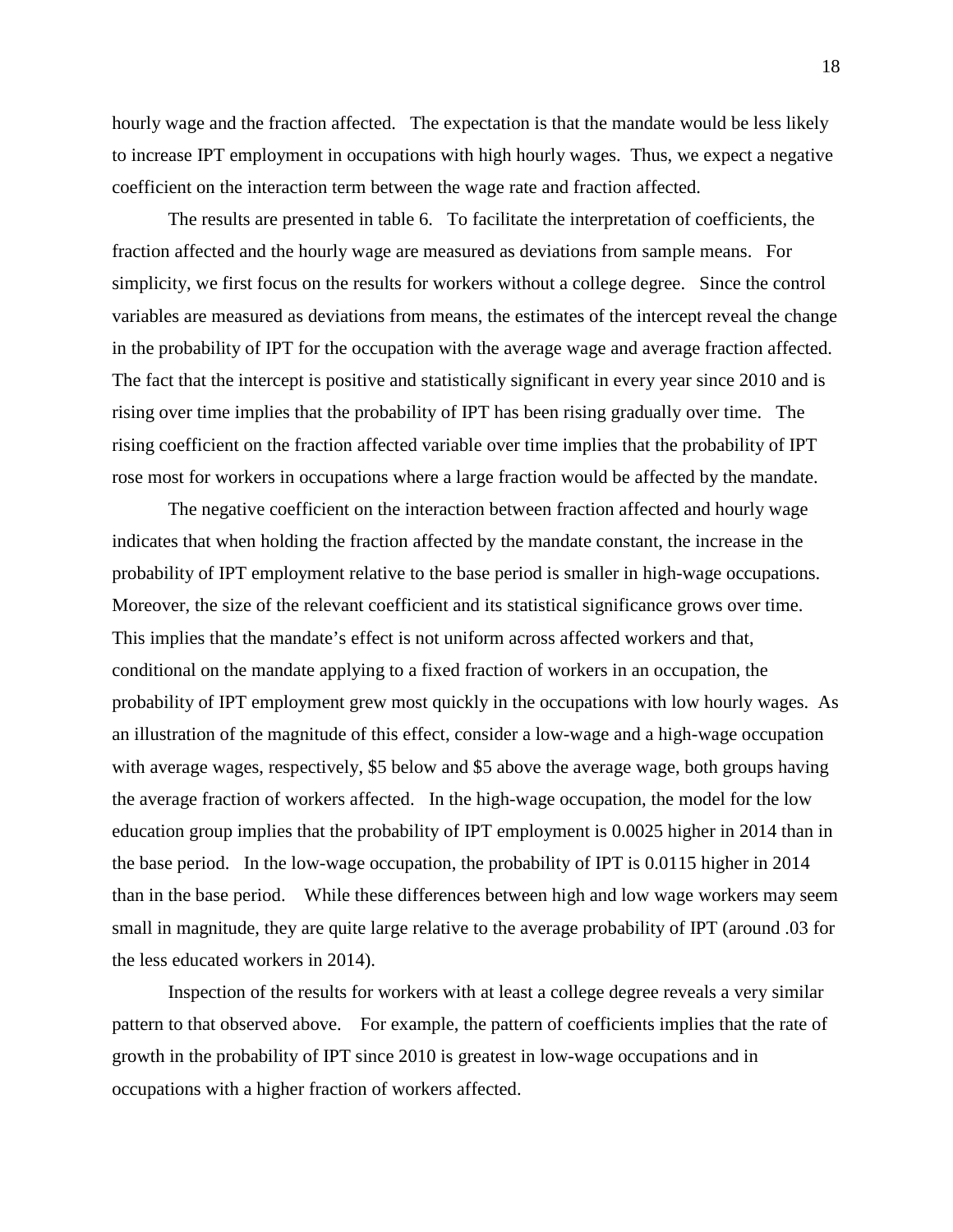hourly wage and the fraction affected. The expectation is that the mandate would be less likely to increase IPT employment in occupations with high hourly wages. Thus, we expect a negative coefficient on the interaction term between the wage rate and fraction affected.

The results are presented in table 6. To facilitate the interpretation of coefficients, the fraction affected and the hourly wage are measured as deviations from sample means. For simplicity, we first focus on the results for workers without a college degree. Since the control variables are measured as deviations from means, the estimates of the intercept reveal the change in the probability of IPT for the occupation with the average wage and average fraction affected. The fact that the intercept is positive and statistically significant in every year since 2010 and is rising over time implies that the probability of IPT has been rising gradually over time. The rising coefficient on the fraction affected variable over time implies that the probability of IPT rose most for workers in occupations where a large fraction would be affected by the mandate.

The negative coefficient on the interaction between fraction affected and hourly wage indicates that when holding the fraction affected by the mandate constant, the increase in the probability of IPT employment relative to the base period is smaller in high-wage occupations. Moreover, the size of the relevant coefficient and its statistical significance grows over time. This implies that the mandate's effect is not uniform across affected workers and that, conditional on the mandate applying to a fixed fraction of workers in an occupation, the probability of IPT employment grew most quickly in the occupations with low hourly wages. As an illustration of the magnitude of this effect, consider a low-wage and a high-wage occupation with average wages, respectively, \$5 below and \$5 above the average wage, both groups having the average fraction of workers affected. In the high-wage occupation, the model for the low education group implies that the probability of IPT employment is 0.0025 higher in 2014 than in the base period. In the low-wage occupation, the probability of IPT is 0.0115 higher in 2014 than in the base period. While these differences between high and low wage workers may seem small in magnitude, they are quite large relative to the average probability of IPT (around .03 for the less educated workers in 2014).

Inspection of the results for workers with at least a college degree reveals a very similar pattern to that observed above. For example, the pattern of coefficients implies that the rate of growth in the probability of IPT since 2010 is greatest in low-wage occupations and in occupations with a higher fraction of workers affected.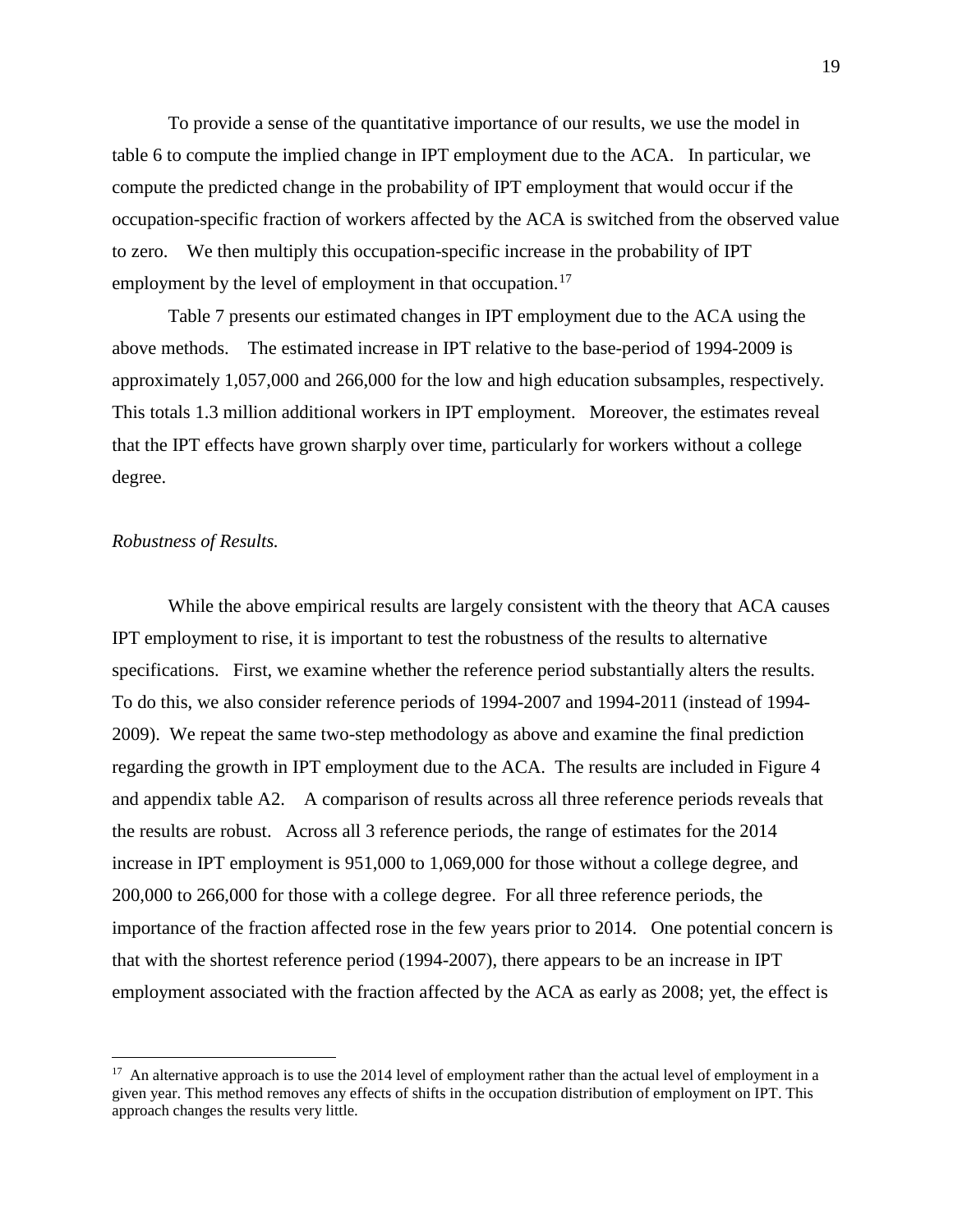To provide a sense of the quantitative importance of our results, we use the model in table 6 to compute the implied change in IPT employment due to the ACA. In particular, we compute the predicted change in the probability of IPT employment that would occur if the occupation-specific fraction of workers affected by the ACA is switched from the observed value to zero. We then multiply this occupation-specific increase in the probability of IPT employment by the level of employment in that occupation.[17]

Table 7 presents our estimated changes in IPT employment due to the ACA using the above methods. The estimated increase in IPT relative to the base-period of 1994-2009 is approximately 1,057,000 and 266,000 for the low and high education subsamples, respectively. This totals 1.3 million additional workers in IPT employment. Moreover, the estimates reveal that the IPT effects have grown sharply over time, particularly for workers without a college degree.

*Robustness of Results.*

While the above empirical results are largely consistent with the theory that ACA causes IPT employment to rise, it is important to test the robustness of the results to alternative specifications. First, we examine whether the reference period substantially alters the results. To do this, we also consider reference periods of 1994-2007 and 1994-2011 (instead of 1994-2009). We repeat the same two-step methodology as above and examine the final prediction regarding the growth in IPT employment due to the ACA. The results are included in Figure 4 and appendix table A2. A comparison of results across all three reference periods reveals that the results are robust. Across all 3 reference periods, the range of estimates for the 2014 increase in IPT employment is 951,000 to 1,069,000 for those without a college degree, and 200,000 to 266,000 for those with a college degree. For all three reference periods, the importance of the fraction affected rose in the few years prior to 2014. One potential concern is that with the shortest reference period (1994-2007), there appears to be an increase in IPT employment associated with the fraction affected by the ACA as early as 2008; yet, the effect is

---

[17] An alternative approach is to use the 2014 level of employment rather than the actual level of employment in a given year. This method removes any effects of shifts in the occupation distribution of employment on IPT. This approach changes the results very little.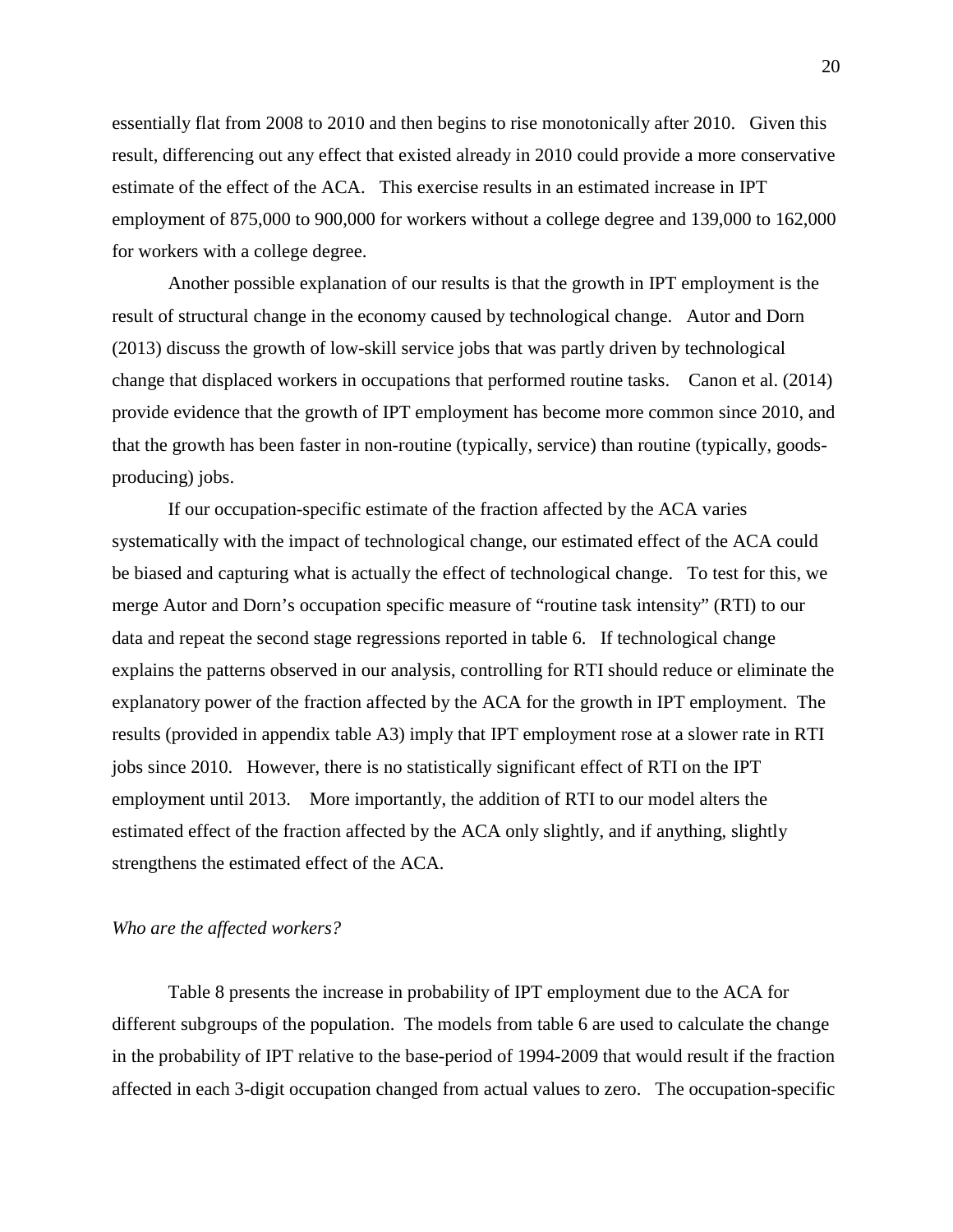essentially flat from 2008 to 2010 and then begins to rise monotonically after 2010. Given this result, differencing out any effect that existed already in 2010 could provide a more conservative estimate of the effect of the ACA. This exercise results in an estimated increase in IPT employment of 875,000 to 900,000 for workers without a college degree and 139,000 to 162,000 for workers with a college degree.

Another possible explanation of our results is that the growth in IPT employment is the result of structural change in the economy caused by technological change. Autor and Dorn (2013) discuss the growth of low-skill service jobs that was partly driven by technological change that displaced workers in occupations that performed routine tasks. Canon et al. (2014) provide evidence that the growth of IPT employment has become more common since 2010, and that the growth has been faster in non-routine (typically, service) than routine (typically, goods-producing) jobs.

If our occupation-specific estimate of the fraction affected by the ACA varies systematically with the impact of technological change, our estimated effect of the ACA could be biased and capturing what is actually the effect of technological change. To test for this, we merge Autor and Dorn's occupation specific measure of "routine task intensity" (RTI) to our data and repeat the second stage regressions reported in table 6. If technological change explains the patterns observed in our analysis, controlling for RTI should reduce or eliminate the explanatory power of the fraction affected by the ACA for the growth in IPT employment. The results (provided in appendix table A3) imply that IPT employment rose at a slower rate in RTI jobs since 2010. However, there is no statistically significant effect of RTI on the IPT employment until 2013. More importantly, the addition of RTI to our model alters the estimated effect of the fraction affected by the ACA only slightly, and if anything, slightly strengthens the estimated effect of the ACA.

*Who are the affected workers?*

Table 8 presents the increase in probability of IPT employment due to the ACA for different subgroups of the population. The models from table 6 are used to calculate the change in the probability of IPT relative to the base-period of 1994-2009 that would result if the fraction affected in each 3-digit occupation changed from actual values to zero. The occupation-specific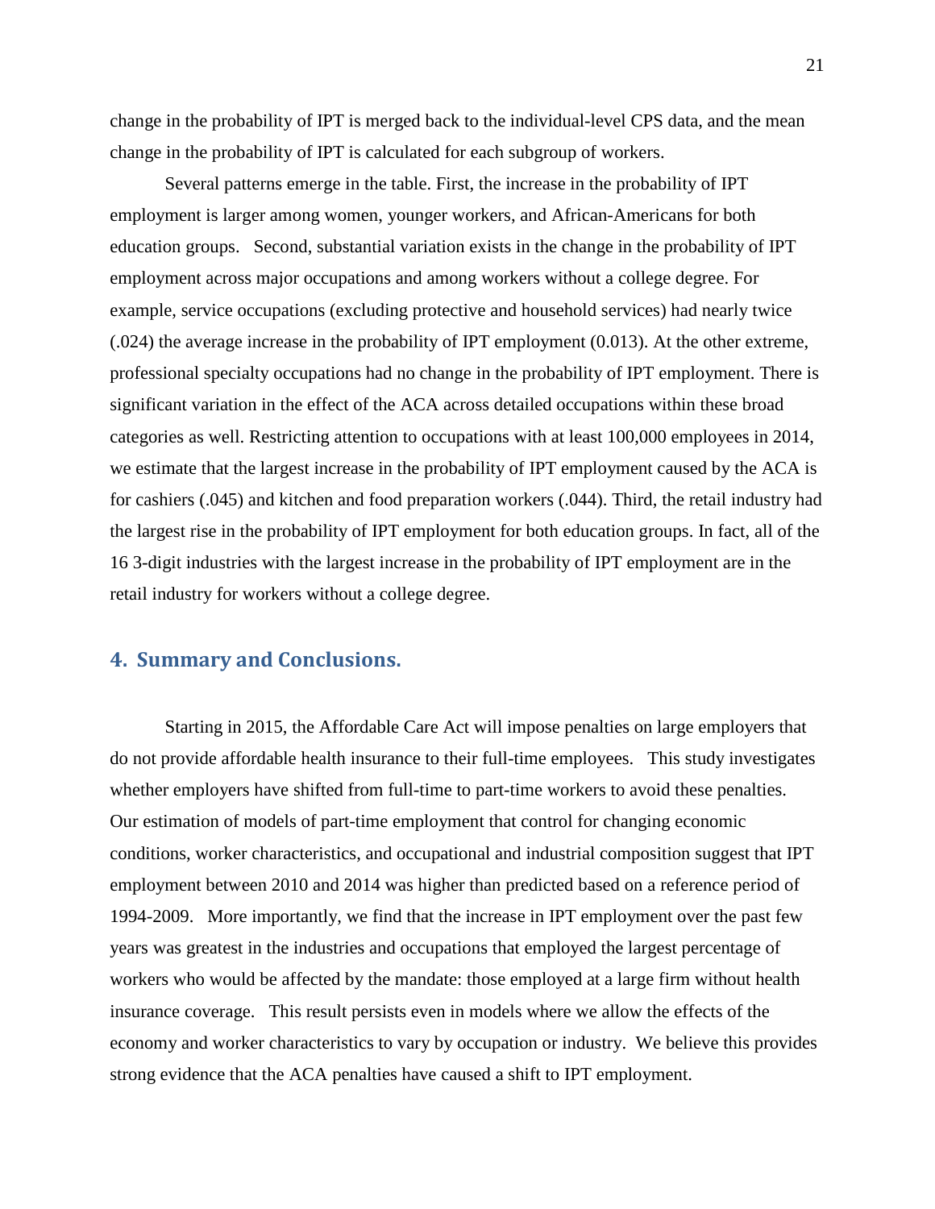change in the probability of IPT is merged back to the individual-level CPS data, and the mean change in the probability of IPT is calculated for each subgroup of workers.

Several patterns emerge in the table. First, the increase in the probability of IPT employment is larger among women, younger workers, and African-Americans for both education groups. Second, substantial variation exists in the change in the probability of IPT employment across major occupations and among workers without a college degree. For example, service occupations (excluding protective and household services) had nearly twice (.024) the average increase in the probability of IPT employment (0.013). At the other extreme, professional specialty occupations had no change in the probability of IPT employment. There is significant variation in the effect of the ACA across detailed occupations within these broad categories as well. Restricting attention to occupations with at least 100,000 employees in 2014, we estimate that the largest increase in the probability of IPT employment caused by the ACA is for cashiers (.045) and kitchen and food preparation workers (.044). Third, the retail industry had the largest rise in the probability of IPT employment for both education groups. In fact, all of the 16 3-digit industries with the largest increase in the probability of IPT employment are in the retail industry for workers without a college degree.

## 4. Summary and Conclusions.

Starting in 2015, the Affordable Care Act will impose penalties on large employers that do not provide affordable health insurance to their full-time employees. This study investigates whether employers have shifted from full-time to part-time workers to avoid these penalties. Our estimation of models of part-time employment that control for changing economic conditions, worker characteristics, and occupational and industrial composition suggest that IPT employment between 2010 and 2014 was higher than predicted based on a reference period of 1994-2009. More importantly, we find that the increase in IPT employment over the past few years was greatest in the industries and occupations that employed the largest percentage of workers who would be affected by the mandate: those employed at a large firm without health insurance coverage. This result persists even in models where we allow the effects of the economy and worker characteristics to vary by occupation or industry. We believe this provides strong evidence that the ACA penalties have caused a shift to IPT employment.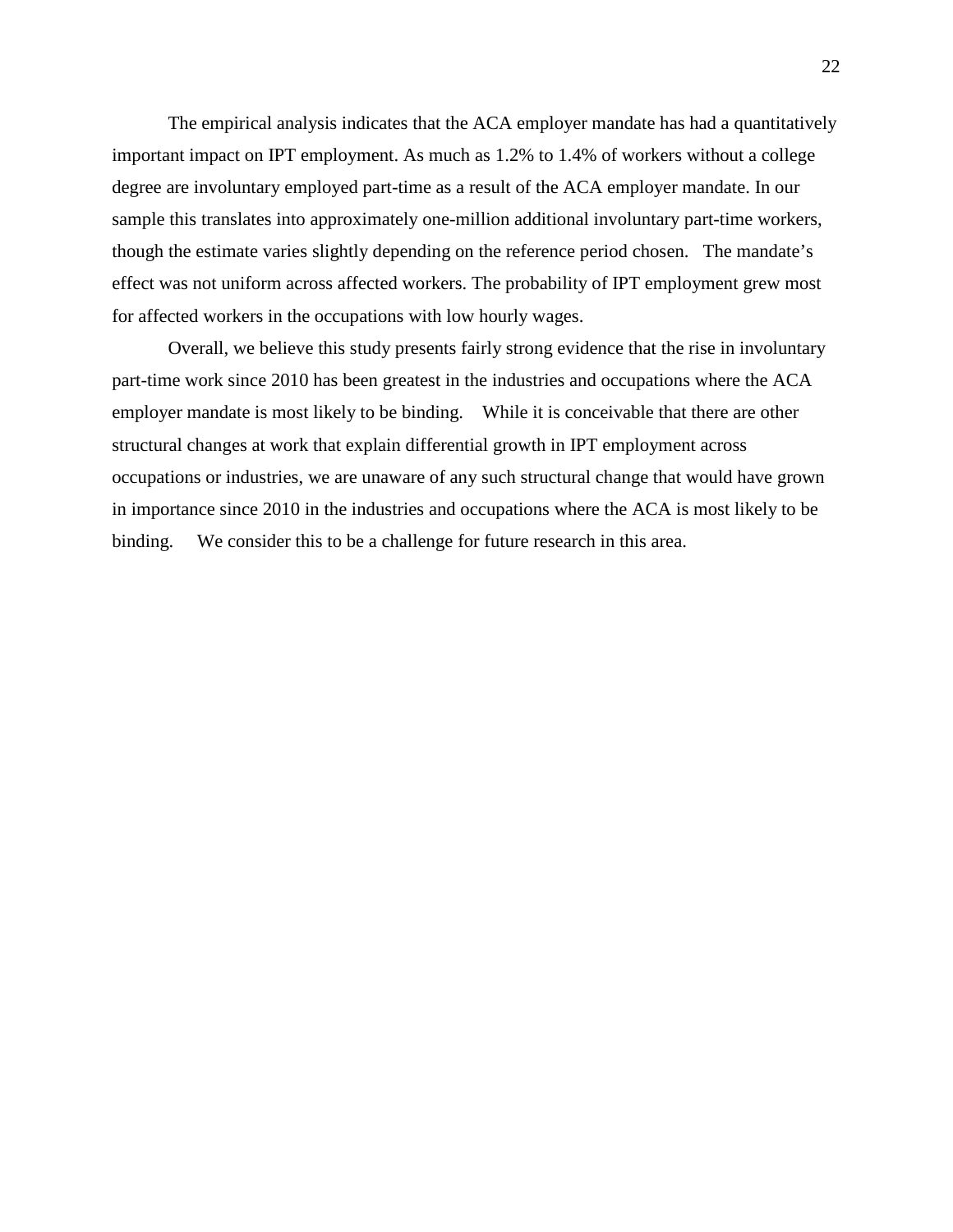The empirical analysis indicates that the ACA employer mandate has had a quantitatively important impact on IPT employment. As much as 1.2% to 1.4% of workers without a college degree are involuntary employed part-time as a result of the ACA employer mandate. In our sample this translates into approximately one-million additional involuntary part-time workers, though the estimate varies slightly depending on the reference period chosen. The mandate's effect was not uniform across affected workers. The probability of IPT employment grew most for affected workers in the occupations with low hourly wages.

Overall, we believe this study presents fairly strong evidence that the rise in involuntary part-time work since 2010 has been greatest in the industries and occupations where the ACA employer mandate is most likely to be binding. While it is conceivable that there are other structural changes at work that explain differential growth in IPT employment across occupations or industries, we are unaware of any such structural change that would have grown in importance since 2010 in the industries and occupations where the ACA is most likely to be binding. We consider this to be a challenge for future research in this area.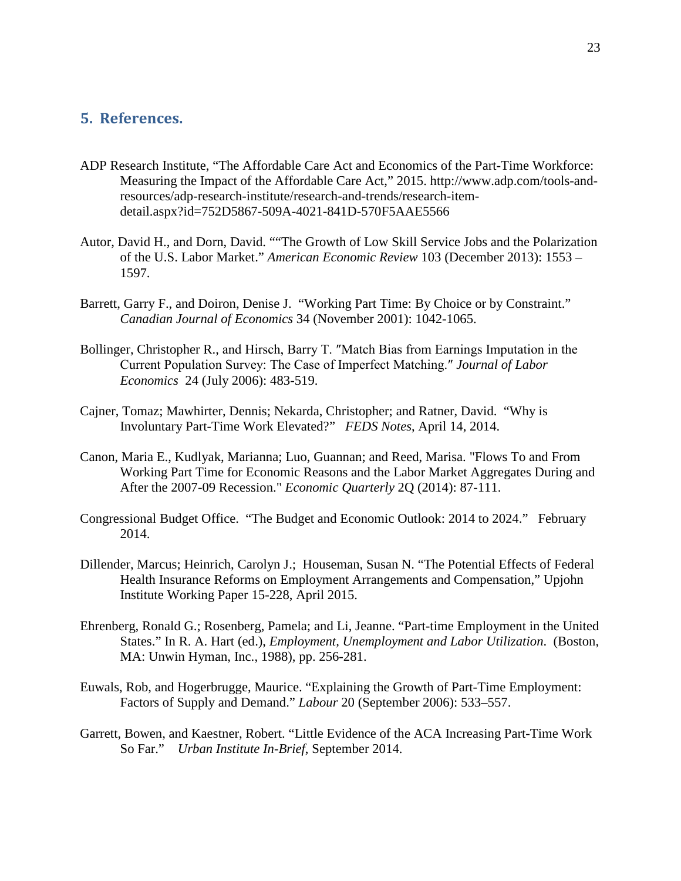## 5. References.

ADP Research Institute, "The Affordable Care Act and Economics of the Part-Time Workforce: Measuring the Impact of the Affordable Care Act," 2015. http://www.adp.com/tools-and-resources/adp-research-institute/research-and-trends/research-item-detail.aspx?id=752D5867-509A-4021-841D-570F5AAE5566

Autor, David H., and Dorn, David. ""The Growth of Low Skill Service Jobs and the Polarization of the U.S. Labor Market." *American Economic Review* 103 (December 2013): 1553 – 1597.

Barrett, Garry F., and Doiron, Denise J. "Working Part Time: By Choice or by Constraint." *Canadian Journal of Economics* 34 (November 2001): 1042-1065.

Bollinger, Christopher R., and Hirsch, Barry T. "Match Bias from Earnings Imputation in the Current Population Survey: The Case of Imperfect Matching." *Journal of Labor Economics* 24 (July 2006): 483-519.

Cajner, Tomaz; Mawhirter, Dennis; Nekarda, Christopher; and Ratner, David. "Why is Involuntary Part-Time Work Elevated?" *FEDS Notes*, April 14, 2014.

Canon, Maria E., Kudlyak, Marianna; Luo, Guannan; and Reed, Marisa. "Flows To and From Working Part Time for Economic Reasons and the Labor Market Aggregates During and After the 2007-09 Recession." *Economic Quarterly* 2Q (2014): 87-111.

Congressional Budget Office. "The Budget and Economic Outlook: 2014 to 2024." February 2014.

Dillender, Marcus; Heinrich, Carolyn J.; Houseman, Susan N. "The Potential Effects of Federal Health Insurance Reforms on Employment Arrangements and Compensation," Upjohn Institute Working Paper 15-228, April 2015.

Ehrenberg, Ronald G.; Rosenberg, Pamela; and Li, Jeanne. "Part-time Employment in the United States." In R. A. Hart (ed.), *Employment, Unemployment and Labor Utilization*. (Boston, MA: Unwin Hyman, Inc., 1988), pp. 256-281.

Euwals, Rob, and Hogerbrugge, Maurice. "Explaining the Growth of Part-Time Employment: Factors of Supply and Demand." *Labour* 20 (September 2006): 533–557.

Garrett, Bowen, and Kaestner, Robert. "Little Evidence of the ACA Increasing Part-Time Work So Far." *Urban Institute In-Brief*, September 2014.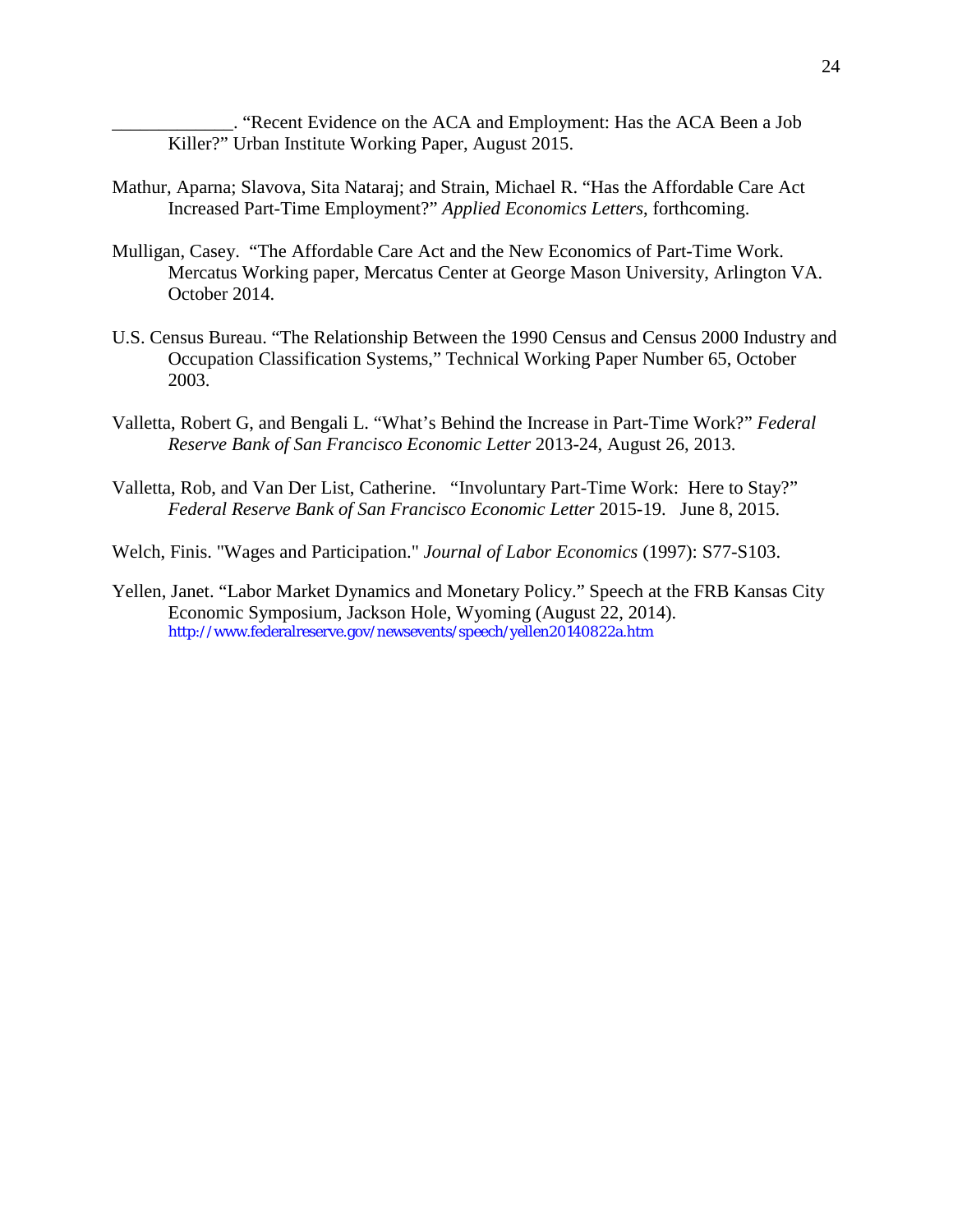_____________. "Recent Evidence on the ACA and Employment: Has the ACA Been a Job Killer?" Urban Institute Working Paper, August 2015.

Mathur, Aparna; Slavova, Sita Nataraj; and Strain, Michael R. "Has the Affordable Care Act Increased Part-Time Employment?" *Applied Economics Letters*, forthcoming.

Mulligan, Casey. "The Affordable Care Act and the New Economics of Part-Time Work. Mercatus Working paper, Mercatus Center at George Mason University, Arlington VA. October 2014.

U.S. Census Bureau. "The Relationship Between the 1990 Census and Census 2000 Industry and Occupation Classification Systems," Technical Working Paper Number 65, October 2003.

Valletta, Robert G, and Bengali L. "What's Behind the Increase in Part-Time Work?" *Federal Reserve Bank of San Francisco Economic Letter* 2013-24, August 26, 2013.

Valletta, Rob, and Van Der List, Catherine. "Involuntary Part-Time Work: Here to Stay?" *Federal Reserve Bank of San Francisco Economic Letter* 2015-19. June 8, 2015.

Welch, Finis. "Wages and Participation." *Journal of Labor Economics* (1997): S77-S103.

Yellen, Janet. "Labor Market Dynamics and Monetary Policy." Speech at the FRB Kansas City Economic Symposium, Jackson Hole, Wyoming (August 22, 2014). http://www.federalreserve.gov/newsevents/speech/yellen20140822a.htm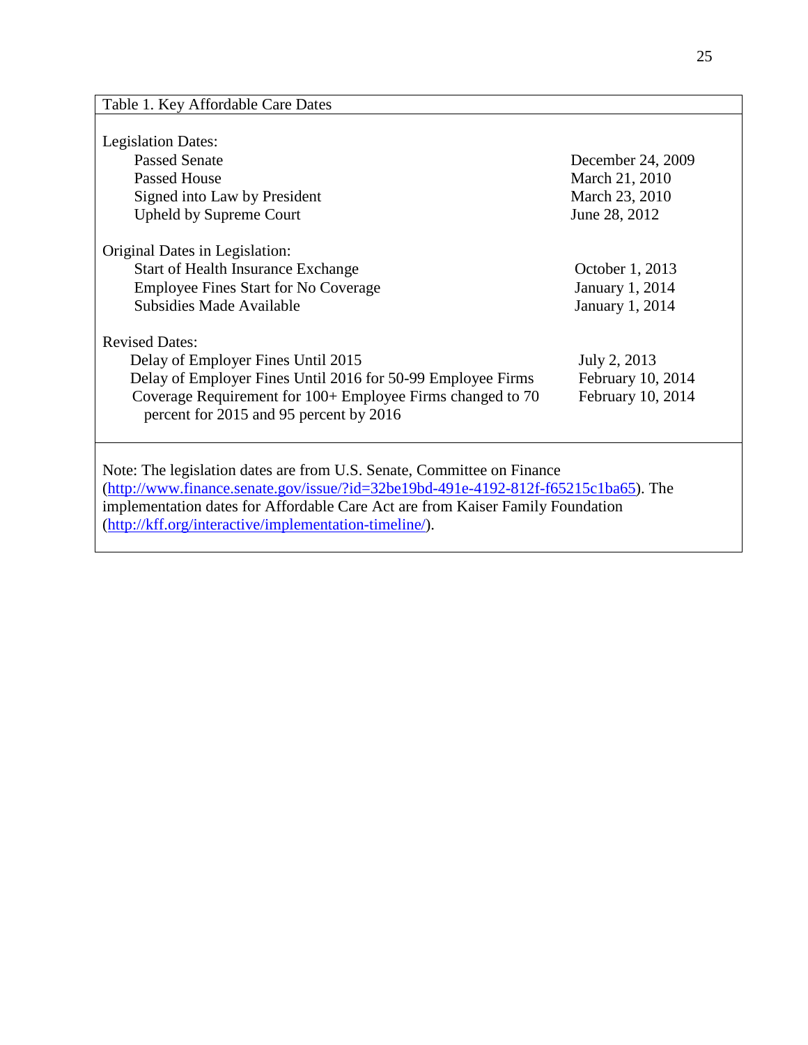Table 1. Key Affordable Care Dates

| | |
|---|---|
| **Legislation Dates:** | |
| Passed Senate | December 24, 2009 |
| Passed House | March 21, 2010 |
| Signed into Law by President | March 23, 2010 |
| Upheld by Supreme Court | June 28, 2012 |
| **Original Dates in Legislation:** | |
| Start of Health Insurance Exchange | October 1, 2013 |
| Employee Fines Start for No Coverage | January 1, 2014 |
| Subsidies Made Available | January 1, 2014 |
| **Revised Dates:** | |
| Delay of Employer Fines Until 2015 | July 2, 2013 |
| Delay of Employer Fines Until 2016 for 50-99 Employee Firms | February 10, 2014 |
| Coverage Requirement for 100+ Employee Firms changed to 70 percent for 2015 and 95 percent by 2016 | February 10, 2014 |

Note: The legislation dates are from U.S. Senate, Committee on Finance (http://www.finance.senate.gov/issue/?id=32be19bd-491e-4192-812f-f65215c1ba65). The implementation dates for Affordable Care Act are from Kaiser Family Foundation (http://kff.org/interactive/implementation-timeline/).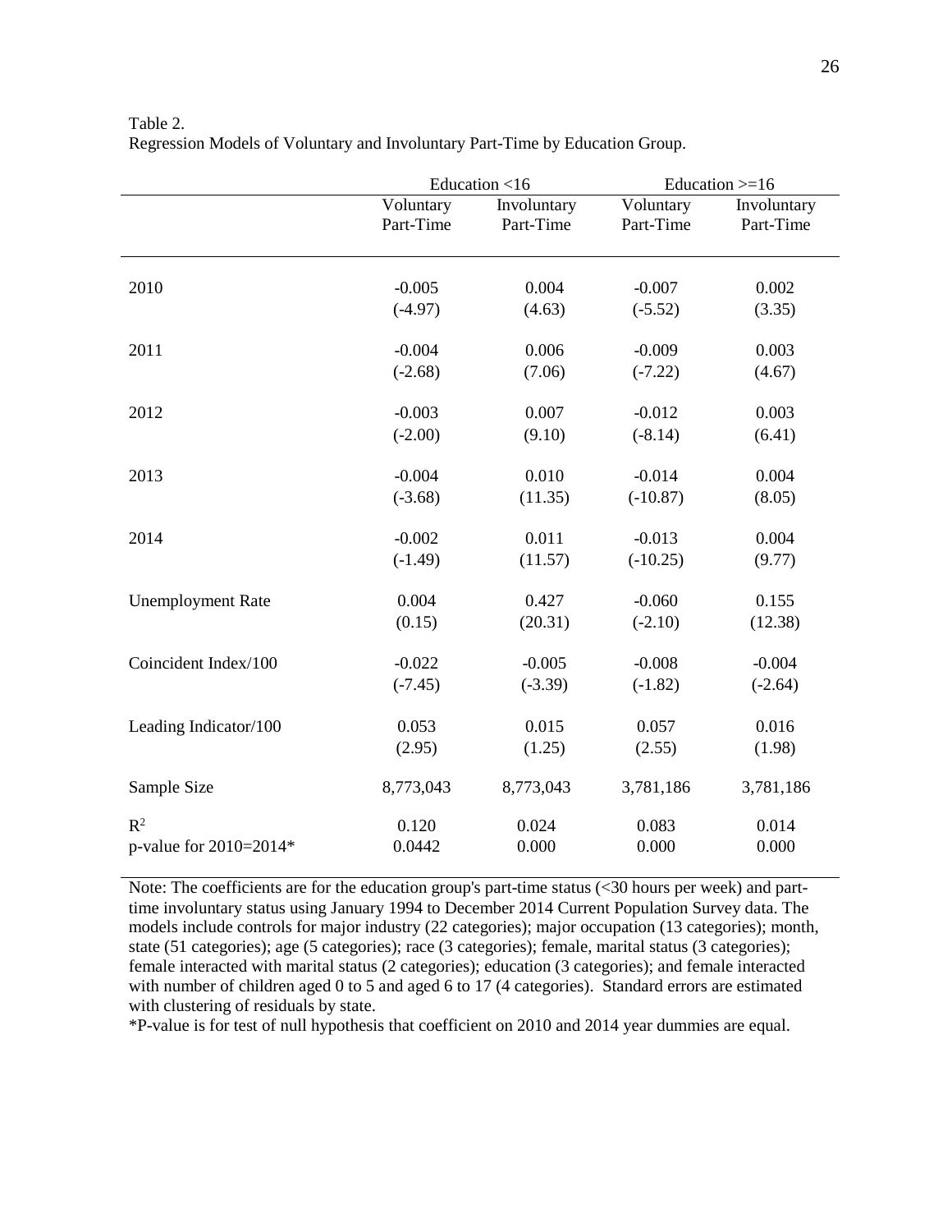Table 2.
Regression Models of Voluntary and Involuntary Part-Time by Education Group.

| | Education <16 | | Education >=16 | |
|---|---|---|---|---|
| | Voluntary Part-Time | Involuntary Part-Time | Voluntary Part-Time | Involuntary Part-Time |
| 2010 | -0.005 | 0.004 | -0.007 | 0.002 |
| | (-4.97) | (4.63) | (-5.52) | (3.35) |
| 2011 | -0.004 | 0.006 | -0.009 | 0.003 |
| | (-2.68) | (7.06) | (-7.22) | (4.67) |
| 2012 | -0.003 | 0.007 | -0.012 | 0.003 |
| | (-2.00) | (9.10) | (-8.14) | (6.41) |
| 2013 | -0.004 | 0.010 | -0.014 | 0.004 |
| | (-3.68) | (11.35) | (-10.87) | (8.05) |
| 2014 | -0.002 | 0.011 | -0.013 | 0.004 |
| | (-1.49) | (11.57) | (-10.25) | (9.77) |
| Unemployment Rate | 0.004 | 0.427 | -0.060 | 0.155 |
| | (0.15) | (20.31) | (-2.10) | (12.38) |
| Coincident Index/100 | -0.022 | -0.005 | -0.008 | -0.004 |
| | (-7.45) | (-3.39) | (-1.82) | (-2.64) |
| Leading Indicator/100 | 0.053 | 0.015 | 0.057 | 0.016 |
| | (2.95) | (1.25) | (2.55) | (1.98) |
| Sample Size | 8,773,043 | 8,773,043 | 3,781,186 | 3,781,186 |
| $R^2$ | 0.120 | 0.024 | 0.083 | 0.014 |
| p-value for 2010=2014* | 0.0442 | 0.000 | 0.000 | 0.000 |

Note: The coefficients are for the education group's part-time status (<30 hours per week) and part-time involuntary status using January 1994 to December 2014 Current Population Survey data. The models include controls for major industry (22 categories); major occupation (13 categories); month, state (51 categories); age (5 categories); race (3 categories); female, marital status (3 categories); female interacted with marital status (2 categories); education (3 categories); and female interacted with number of children aged 0 to 5 and aged 6 to 17 (4 categories). Standard errors are estimated with clustering of residuals by state.

*P-value is for test of null hypothesis that coefficient on 2010 and 2014 year dummies are equal.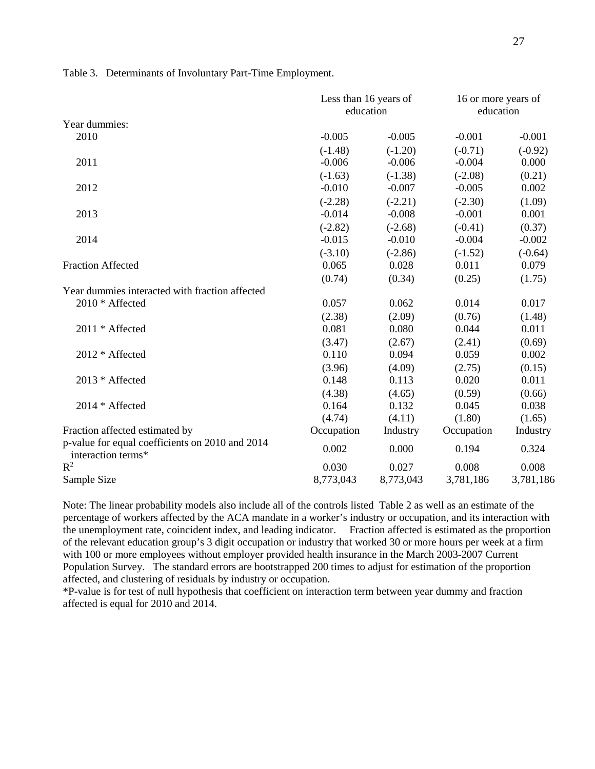Table 3. Determinants of Involuntary Part-Time Employment.

| | Less than 16 years of education | | 16 or more years of education | |
|---|---|---|---|---|
| Year dummies: | | | | |
| 2010 | -0.005 | -0.005 | -0.001 | -0.001 |
| | (-1.48) | (-1.20) | (-0.71) | (-0.92) |
| 2011 | -0.006 | -0.006 | -0.004 | 0.000 |
| | (-1.63) | (-1.38) | (-2.08) | (0.21) |
| 2012 | -0.010 | -0.007 | -0.005 | 0.002 |
| | (-2.28) | (-2.21) | (-2.30) | (1.09) |
| 2013 | -0.014 | -0.008 | -0.001 | 0.001 |
| | (-2.82) | (-2.68) | (-0.41) | (0.37) |
| 2014 | -0.015 | -0.010 | -0.004 | -0.002 |
| | (-3.10) | (-2.86) | (-1.52) | (-0.64) |
| Fraction Affected | 0.065 | 0.028 | 0.011 | 0.079 |
| | (0.74) | (0.34) | (0.25) | (1.75) |
| Year dummies interacted with fraction affected | | | | |
| 2010 * Affected | 0.057 | 0.062 | 0.014 | 0.017 |
| | (2.38) | (2.09) | (0.76) | (1.48) |
| 2011 * Affected | 0.081 | 0.080 | 0.044 | 0.011 |
| | (3.47) | (2.67) | (2.41) | (0.69) |
| 2012 * Affected | 0.110 | 0.094 | 0.059 | 0.002 |
| | (3.96) | (4.09) | (2.75) | (0.15) |
| 2013 * Affected | 0.148 | 0.113 | 0.020 | 0.011 |
| | (4.38) | (4.65) | (0.59) | (0.66) |
| 2014 * Affected | 0.164 | 0.132 | 0.045 | 0.038 |
| | (4.74) | (4.11) | (1.80) | (1.65) |
| Fraction affected estimated by | Occupation | Industry | Occupation | Industry |
| p-value for equal coefficients on 2010 and 2014 interaction terms* | 0.002 | 0.000 | 0.194 | 0.324 |
| $R^2$ | 0.030 | 0.027 | 0.008 | 0.008 |
| Sample Size | 8,773,043 | 8,773,043 | 3,781,186 | 3,781,186 |

Note: The linear probability models also include all of the controls listed Table 2 as well as an estimate of the percentage of workers affected by the ACA mandate in a worker's industry or occupation, and its interaction with the unemployment rate, coincident index, and leading indicator. Fraction affected is estimated as the proportion of the relevant education group's 3 digit occupation or industry that worked 30 or more hours per week at a firm with 100 or more employees without employer provided health insurance in the March 2003-2007 Current Population Survey. The standard errors are bootstrapped 200 times to adjust for estimation of the proportion affected, and clustering of residuals by industry or occupation.

*P-value is for test of null hypothesis that coefficient on interaction term between year dummy and fraction affected is equal for 2010 and 2014.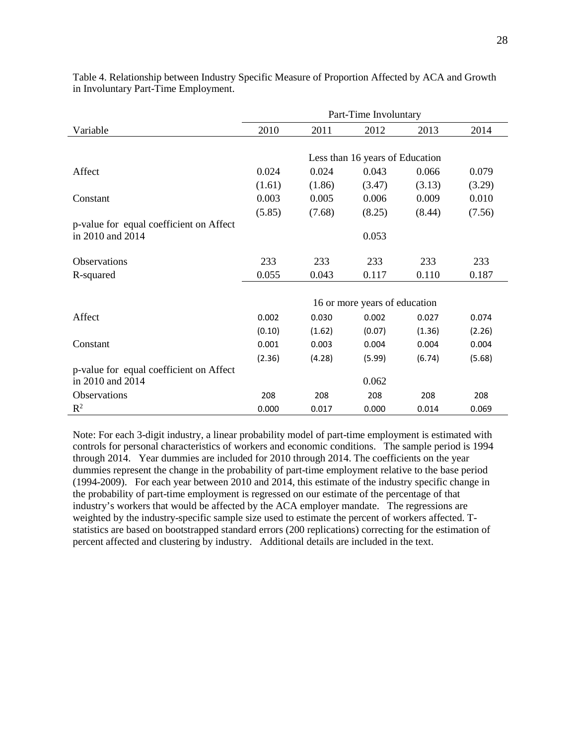Table 4. Relationship between Industry Specific Measure of Proportion Affected by ACA and Growth in Involuntary Part-Time Employment.

| | Part-Time Involuntary | | | | |
|---|---|---|---|---|---|
| Variable | 2010 | 2011 | 2012 | 2013 | 2014 |
| | | | Less than 16 years of Education | | |
| Affect | 0.024 | 0.024 | 0.043 | 0.066 | 0.079 |
| | (1.61) | (1.86) | (3.47) | (3.13) | (3.29) |
| Constant | 0.003 | 0.005 | 0.006 | 0.009 | 0.010 |
| | (5.85) | (7.68) | (8.25) | (8.44) | (7.56) |
| p-value for equal coefficient on Affect in 2010 and 2014 | | | 0.053 | | |
| Observations | 233 | 233 | 233 | 233 | 233 |
| R-squared | 0.055 | 0.043 | 0.117 | 0.110 | 0.187 |
| | | | 16 or more years of education | | |
| Affect | 0.002 | 0.030 | 0.002 | 0.027 | 0.074 |
| | (0.10) | (1.62) | (0.07) | (1.36) | (2.26) |
| Constant | 0.001 | 0.003 | 0.004 | 0.004 | 0.004 |
| | (2.36) | (4.28) | (5.99) | (6.74) | (5.68) |
| p-value for equal coefficient on Affect in 2010 and 2014 | | | 0.062 | | |
| Observations | 208 | 208 | 208 | 208 | 208 |
| $R^2$ | 0.000 | 0.017 | 0.000 | 0.014 | 0.069 |

Note: For each 3-digit industry, a linear probability model of part-time employment is estimated with controls for personal characteristics of workers and economic conditions. The sample period is 1994 through 2014. Year dummies are included for 2010 through 2014. The coefficients on the year dummies represent the change in the probability of part-time employment relative to the base period (1994-2009). For each year between 2010 and 2014, this estimate of the industry specific change in the probability of part-time employment is regressed on our estimate of the percentage of that industry's workers that would be affected by the ACA employer mandate. The regressions are weighted by the industry-specific sample size used to estimate the percent of workers affected. T-statistics are based on bootstrapped standard errors (200 replications) correcting for the estimation of percent affected and clustering by industry. Additional details are included in the text.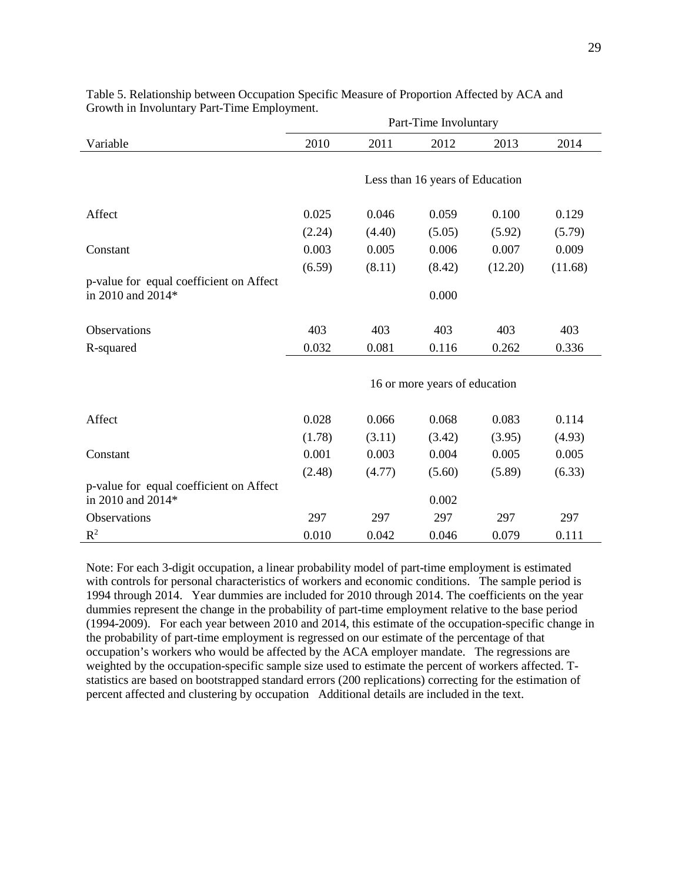Table 5. Relationship between Occupation Specific Measure of Proportion Affected by ACA and Growth in Involuntary Part-Time Employment.

| | Part-Time Involuntary | | | | |
|---|---|---|---|---|---|
| Variable | 2010 | 2011 | 2012 | 2013 | 2014 |
| | | | Less than 16 years of Education | | |
| Affect | 0.025 | 0.046 | 0.059 | 0.100 | 0.129 |
| | (2.24) | (4.40) | (5.05) | (5.92) | (5.79) |
| Constant | 0.003 | 0.005 | 0.006 | 0.007 | 0.009 |
| | (6.59) | (8.11) | (8.42) | (12.20) | (11.68) |
| p-value for equal coefficient on Affect in 2010 and 2014* | | | 0.000 | | |
| Observations | 403 | 403 | 403 | 403 | 403 |
| R-squared | 0.032 | 0.081 | 0.116 | 0.262 | 0.336 |
| | | | 16 or more years of education | | |
| Affect | 0.028 | 0.066 | 0.068 | 0.083 | 0.114 |
| | (1.78) | (3.11) | (3.42) | (3.95) | (4.93) |
| Constant | 0.001 | 0.003 | 0.004 | 0.005 | 0.005 |
| | (2.48) | (4.77) | (5.60) | (5.89) | (6.33) |
| p-value for equal coefficient on Affect in 2010 and 2014* | | | 0.002 | | |
| Observations | 297 | 297 | 297 | 297 | 297 |
| $R^2$ | 0.010 | 0.042 | 0.046 | 0.079 | 0.111 |

Note: For each 3-digit occupation, a linear probability model of part-time employment is estimated with controls for personal characteristics of workers and economic conditions. The sample period is 1994 through 2014. Year dummies are included for 2010 through 2014. The coefficients on the year dummies represent the change in the probability of part-time employment relative to the base period (1994-2009). For each year between 2010 and 2014, this estimate of the occupation-specific change in the probability of part-time employment is regressed on our estimate of the percentage of that occupation's workers who would be affected by the ACA employer mandate. The regressions are weighted by the occupation-specific sample size used to estimate the percent of workers affected. T-statistics are based on bootstrapped standard errors (200 replications) correcting for the estimation of percent affected and clustering by occupation Additional details are included in the text.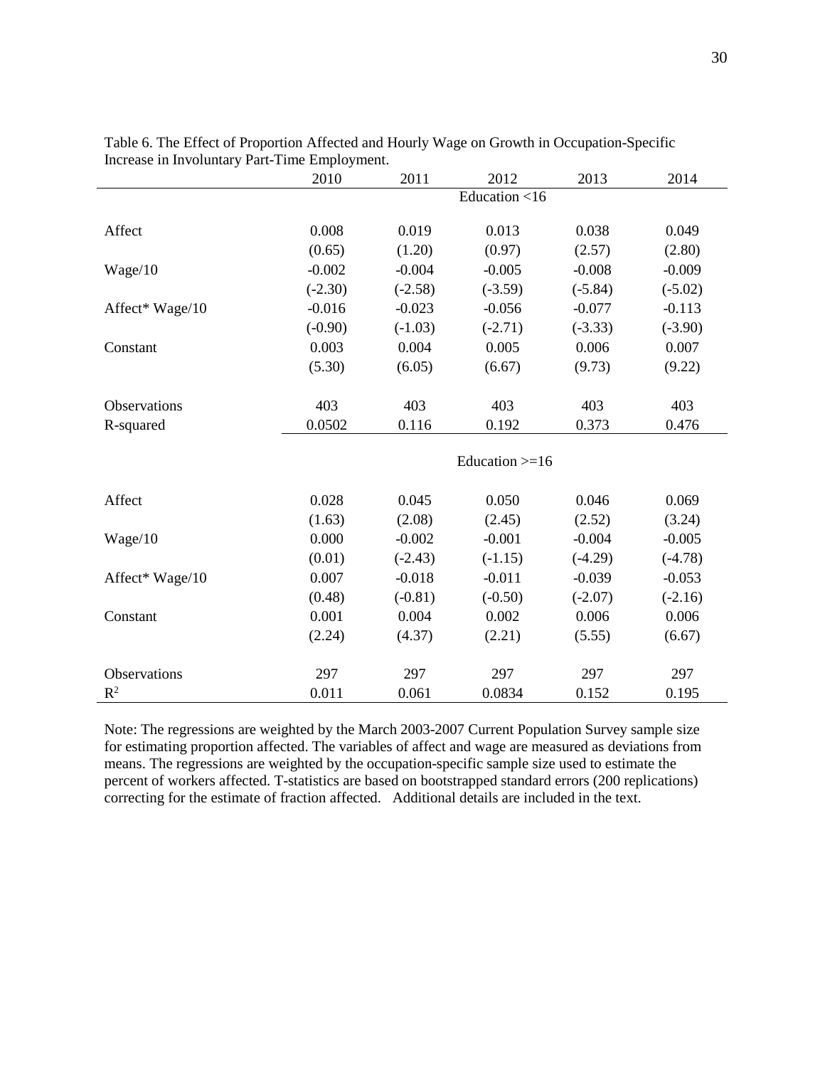Table 6. The Effect of Proportion Affected and Hourly Wage on Growth in Occupation-Specific Increase in Involuntary Part-Time Employment.

| | 2010 | 2011 | 2012 | 2013 | 2014 |
|---|---|---|---|---|---|
| | | | Education <16 | | |
| Affect | 0.008 | 0.019 | 0.013 | 0.038 | 0.049 |
| | (0.65) | (1.20) | (0.97) | (2.57) | (2.80) |
| Wage/10 | -0.002 | -0.004 | -0.005 | -0.008 | -0.009 |
| | (-2.30) | (-2.58) | (-3.59) | (-5.84) | (-5.02) |
| Affect* Wage/10 | -0.016 | -0.023 | -0.056 | -0.077 | -0.113 |
| | (-0.90) | (-1.03) | (-2.71) | (-3.33) | (-3.90) |
| Constant | 0.003 | 0.004 | 0.005 | 0.006 | 0.007 |
| | (5.30) | (6.05) | (6.67) | (9.73) | (9.22) |
| Observations | 403 | 403 | 403 | 403 | 403 |
| R-squared | 0.0502 | 0.116 | 0.192 | 0.373 | 0.476 |
| | | | Education >=16 | | |
| Affect | 0.028 | 0.045 | 0.050 | 0.046 | 0.069 |
| | (1.63) | (2.08) | (2.45) | (2.52) | (3.24) |
| Wage/10 | 0.000 | -0.002 | -0.001 | -0.004 | -0.005 |
| | (0.01) | (-2.43) | (-1.15) | (-4.29) | (-4.78) |
| Affect* Wage/10 | 0.007 | -0.018 | -0.011 | -0.039 | -0.053 |
| | (0.48) | (-0.81) | (-0.50) | (-2.07) | (-2.16) |
| Constant | 0.001 | 0.004 | 0.002 | 0.006 | 0.006 |
| | (2.24) | (4.37) | (2.21) | (5.55) | (6.67) |
| Observations | 297 | 297 | 297 | 297 | 297 |
| $R^2$ | 0.011 | 0.061 | 0.0834 | 0.152 | 0.195 |

Note: The regressions are weighted by the March 2003-2007 Current Population Survey sample size for estimating proportion affected. The variables of affect and wage are measured as deviations from means. The regressions are weighted by the occupation-specific sample size used to estimate the percent of workers affected. T-statistics are based on bootstrapped standard errors (200 replications) correcting for the estimate of fraction affected. Additional details are included in the text.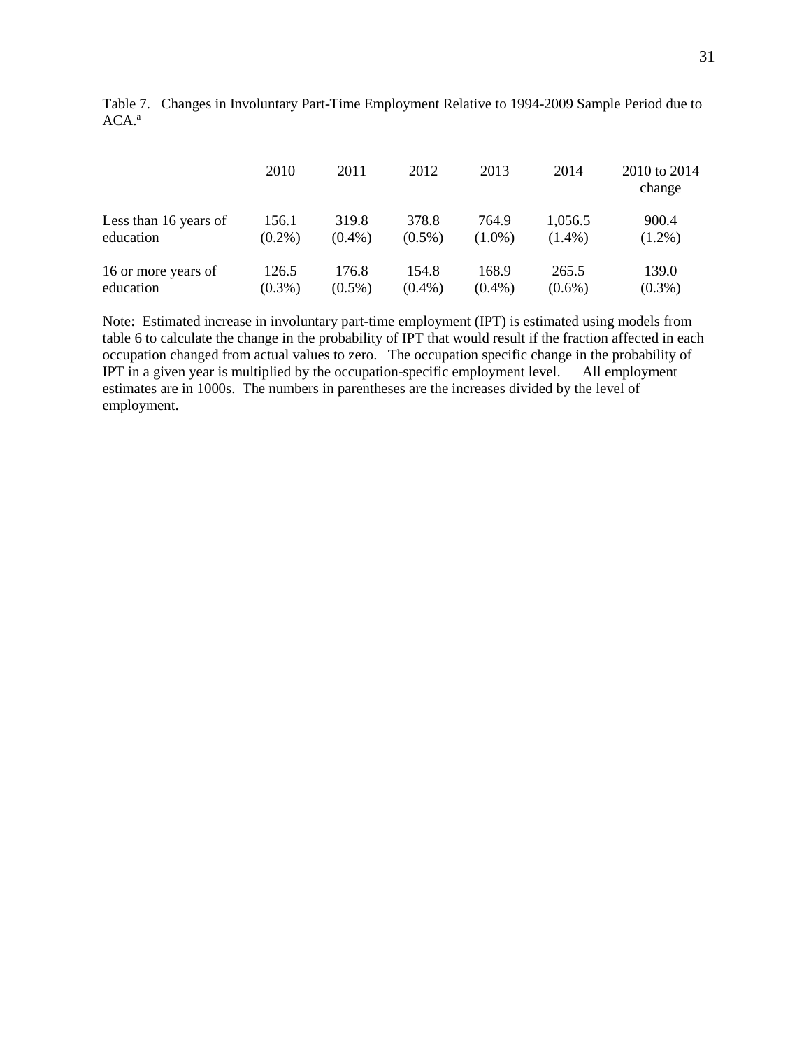Table 7. Changes in Involuntary Part-Time Employment Relative to 1994-2009 Sample Period due to ACA.[a]

| | 2010 | 2011 | 2012 | 2013 | 2014 | 2010 to 2014 change |
|---|---|---|---|---|---|---|
| Less than 16 years of education | 156.1 (0.2%) | 319.8 (0.4%) | 378.8 (0.5%) | 764.9 (1.0%) | 1,056.5 (1.4%) | 900.4 (1.2%) |
| 16 or more years of education | 126.5 (0.3%) | 176.8 (0.5%) | 154.8 (0.4%) | 168.9 (0.4%) | 265.5 (0.6%) | 139.0 (0.3%) |

Note: Estimated increase in involuntary part-time employment (IPT) is estimated using models from table 6 to calculate the change in the probability of IPT that would result if the fraction affected in each occupation changed from actual values to zero. The occupation specific change in the probability of IPT in a given year is multiplied by the occupation-specific employment level. All employment estimates are in 1000s. The numbers in parentheses are the increases divided by the level of employment.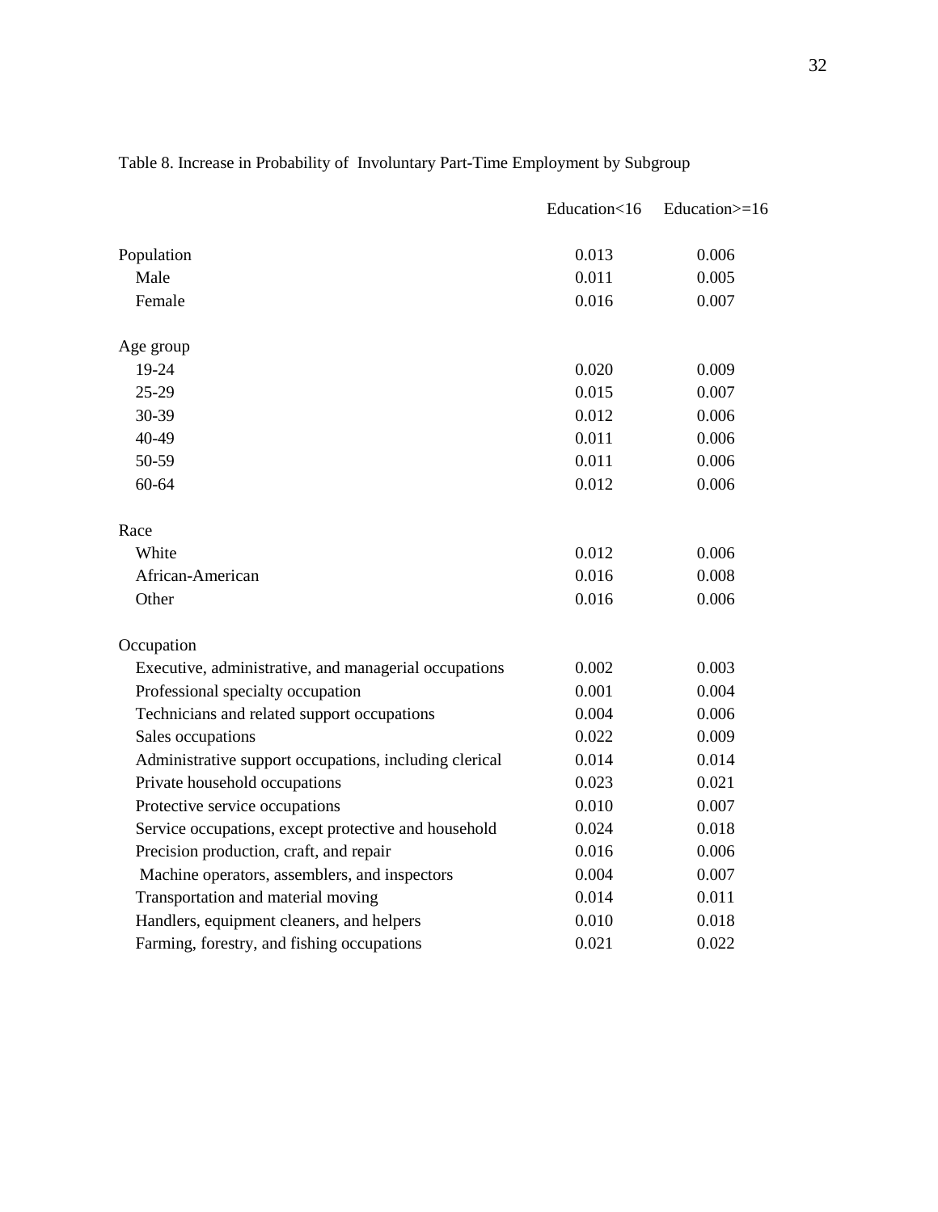Table 8. Increase in Probability of Involuntary Part-Time Employment by Subgroup

| | Education<16 | Education>=16 |
|---|---|---|
| Population | 0.013 | 0.006 |
| Male | 0.011 | 0.005 |
| Female | 0.016 | 0.007 |
| Age group | | |
| 19-24 | 0.020 | 0.009 |
| 25-29 | 0.015 | 0.007 |
| 30-39 | 0.012 | 0.006 |
| 40-49 | 0.011 | 0.006 |
| 50-59 | 0.011 | 0.006 |
| 60-64 | 0.012 | 0.006 |
| Race | | |
| White | 0.012 | 0.006 |
| African-American | 0.016 | 0.008 |
| Other | 0.016 | 0.006 |
| Occupation | | |
| Executive, administrative, and managerial occupations | 0.002 | 0.003 |
| Professional specialty occupation | 0.001 | 0.004 |
| Technicians and related support occupations | 0.004 | 0.006 |
| Sales occupations | 0.022 | 0.009 |
| Administrative support occupations, including clerical | 0.014 | 0.014 |
| Private household occupations | 0.023 | 0.021 |
| Protective service occupations | 0.010 | 0.007 |
| Service occupations, except protective and household | 0.024 | 0.018 |
| Precision production, craft, and repair | 0.016 | 0.006 |
| Machine operators, assemblers, and inspectors | 0.004 | 0.007 |
| Transportation and material moving | 0.014 | 0.011 |
| Handlers, equipment cleaners, and helpers | 0.010 | 0.018 |
| Farming, forestry, and fishing occupations | 0.021 | 0.022 |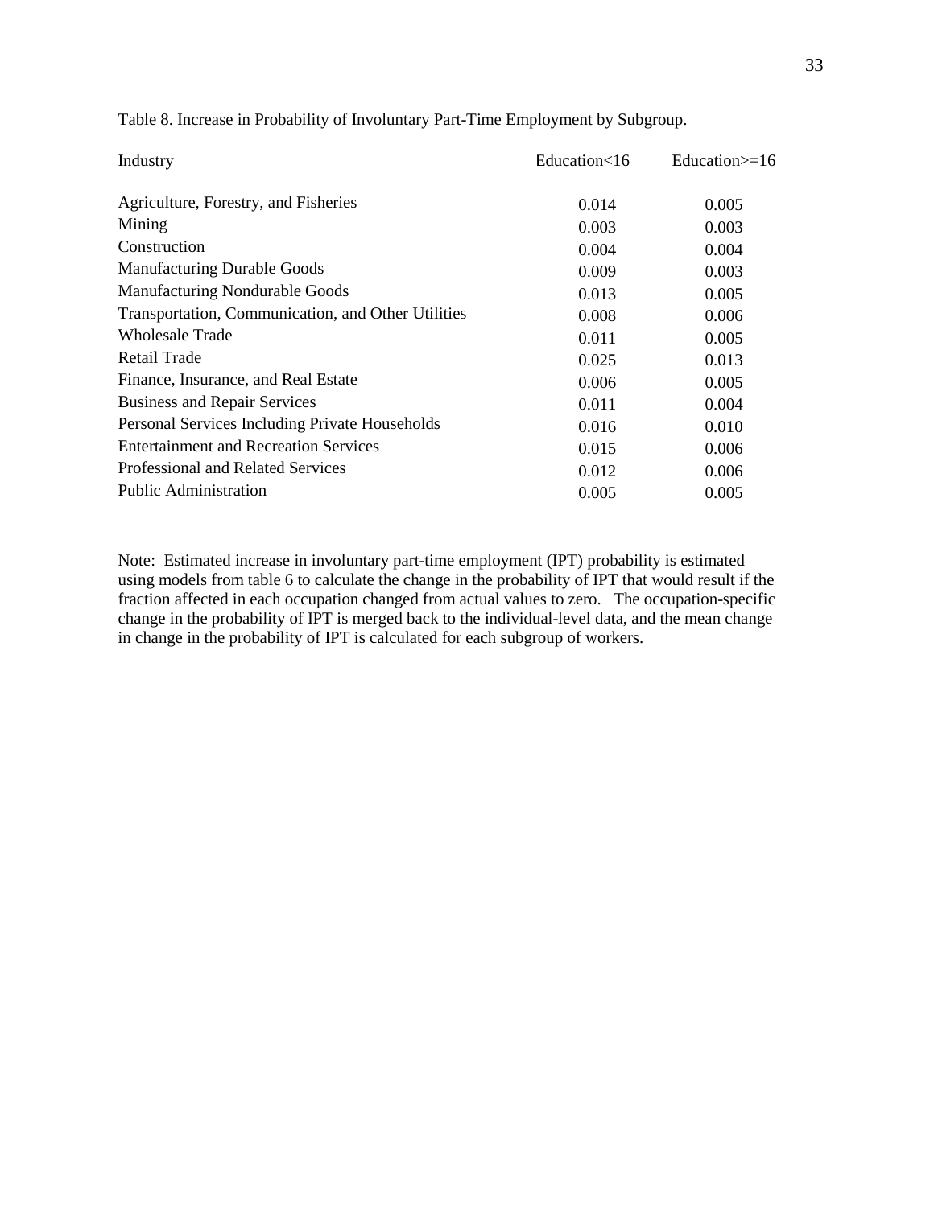Table 8. Increase in Probability of Involuntary Part-Time Employment by Subgroup.

| Industry | Education<16 | Education>=16 |
| --- | --- | --- |
| Agriculture, Forestry, and Fisheries | 0.014 | 0.005 |
| Mining | 0.003 | 0.003 |
| Construction | 0.004 | 0.004 |
| Manufacturing Durable Goods | 0.009 | 0.003 |
| Manufacturing Nondurable Goods | 0.013 | 0.005 |
| Transportation, Communication, and Other Utilities | 0.008 | 0.006 |
| Wholesale Trade | 0.011 | 0.005 |
| Retail Trade | 0.025 | 0.013 |
| Finance, Insurance, and Real Estate | 0.006 | 0.005 |
| Business and Repair Services | 0.011 | 0.004 |
| Personal Services Including Private Households | 0.016 | 0.010 |
| Entertainment and Recreation Services | 0.015 | 0.006 |
| Professional and Related Services | 0.012 | 0.006 |
| Public Administration | 0.005 | 0.005 |

Note: Estimated increase in involuntary part-time employment (IPT) probability is estimated using models from table 6 to calculate the change in the probability of IPT that would result if the fraction affected in each occupation changed from actual values to zero. The occupation-specific change in the probability of IPT is merged back to the individual-level data, and the mean change in change in the probability of IPT is calculated for each subgroup of workers.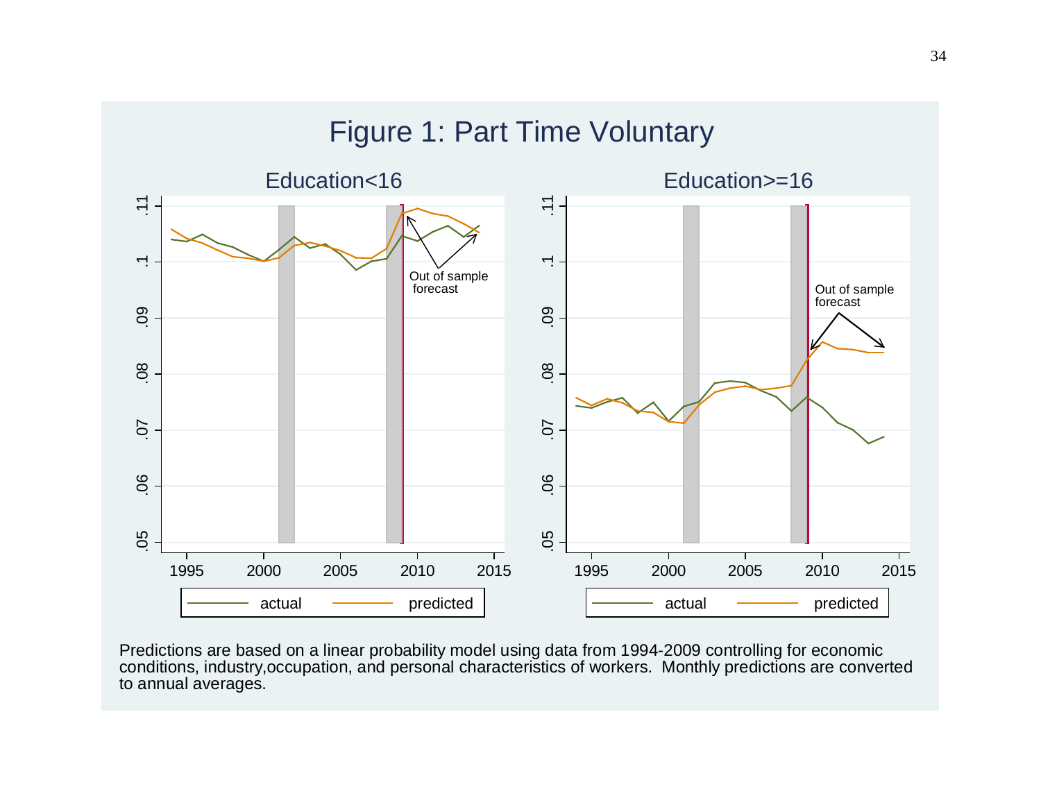# Figure 1: Part Time Voluntary

Predictions are based on a linear probability model using data from 1994-2009 controlling for economic conditions, industry,occupation, and personal characteristics of workers. Monthly predictions are converted to annual averages.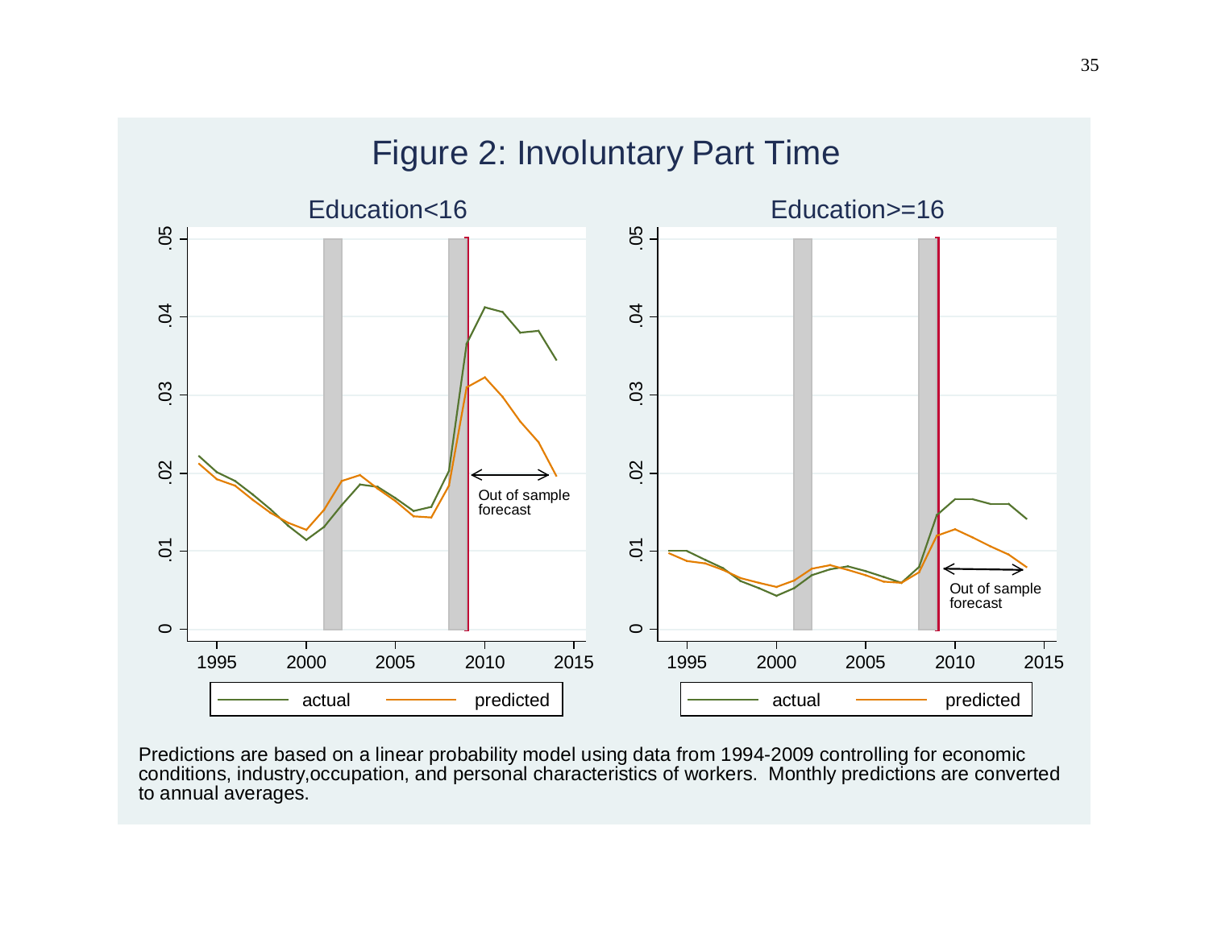# Figure 2: Involuntary Part Time

Predictions are based on a linear probability model using data from 1994-2009 controlling for economic conditions, industry,occupation, and personal characteristics of workers. Monthly predictions are converted to annual averages.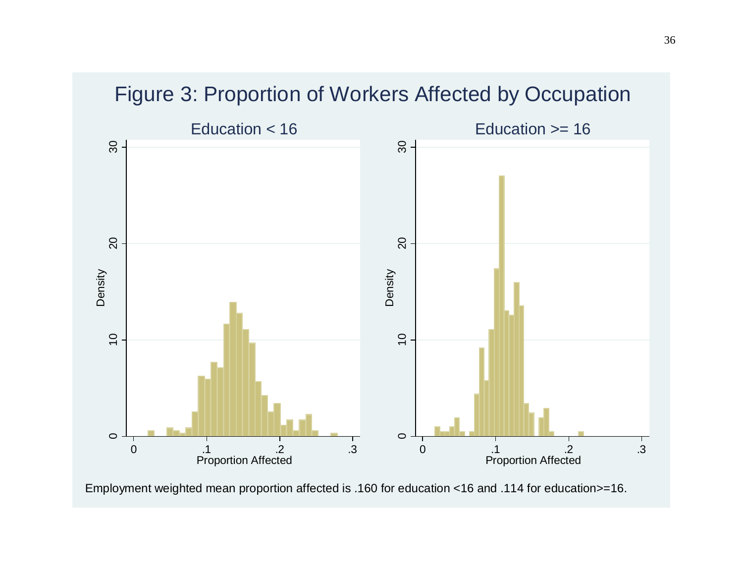# Figure 3: Proportion of Workers Affected by Occupation

Employment weighted mean proportion affected is .160 for education <16 and .114 for education>=16.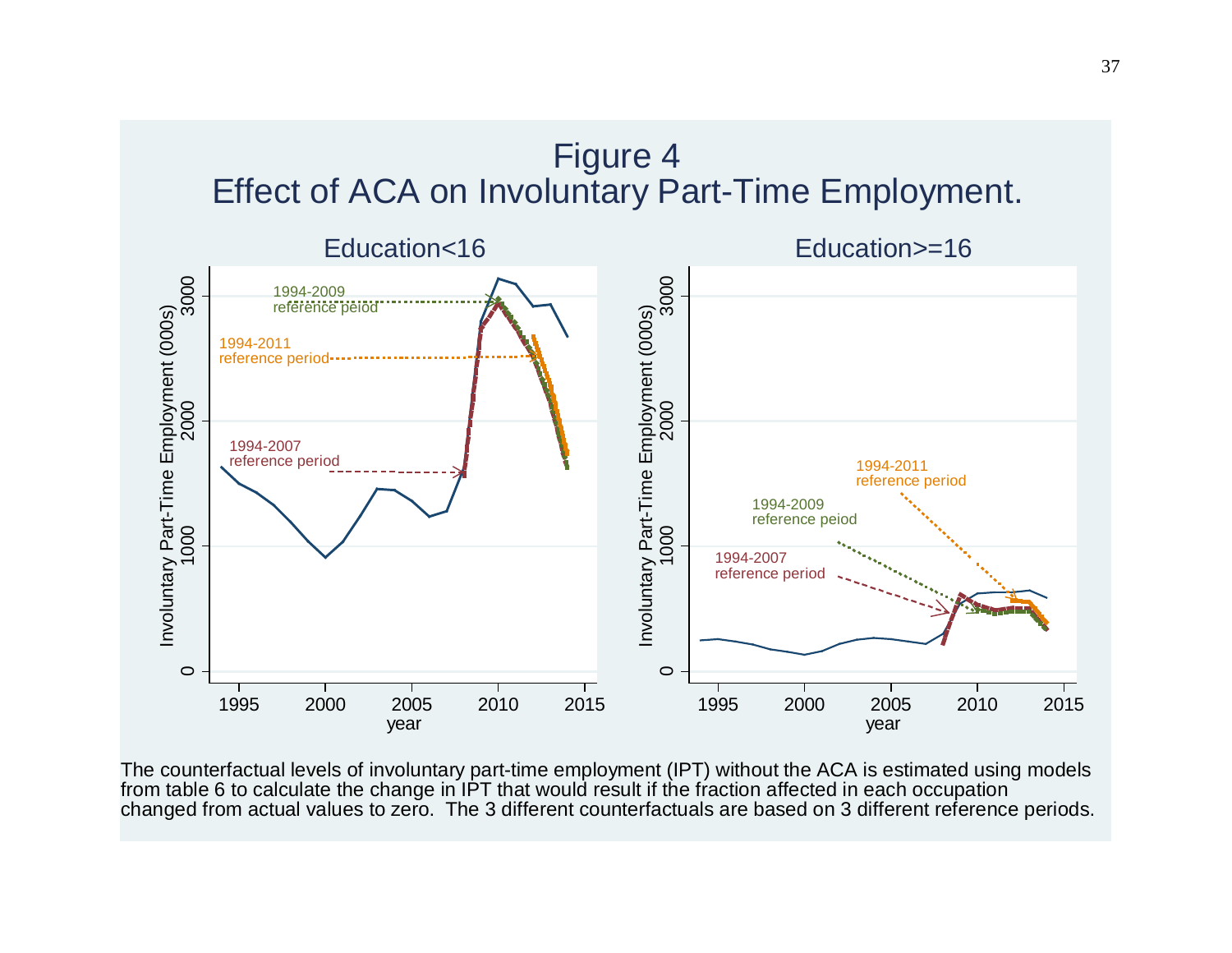# Figure 4
## Effect of ACA on Involuntary Part-Time Employment.

Education<16

1994-2009 reference peiod

1994-2011 reference period

1994-2007 reference period

Involuntary Part-Time Employment (000s)

year

Education>=16

1994-2011 reference period

1994-2009 reference peiod

1994-2007 reference period

The counterfactual levels of involuntary part-time employment (IPT) without the ACA is estimated using models from table 6 to calculate the change in IPT that would result if the fraction affected in each occupation changed from actual values to zero. The 3 different counterfactuals are based on 3 different reference periods.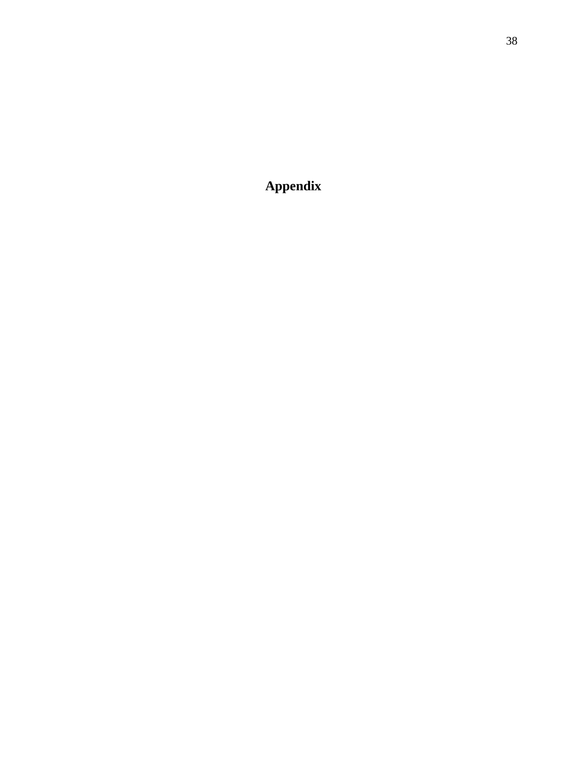# Appendix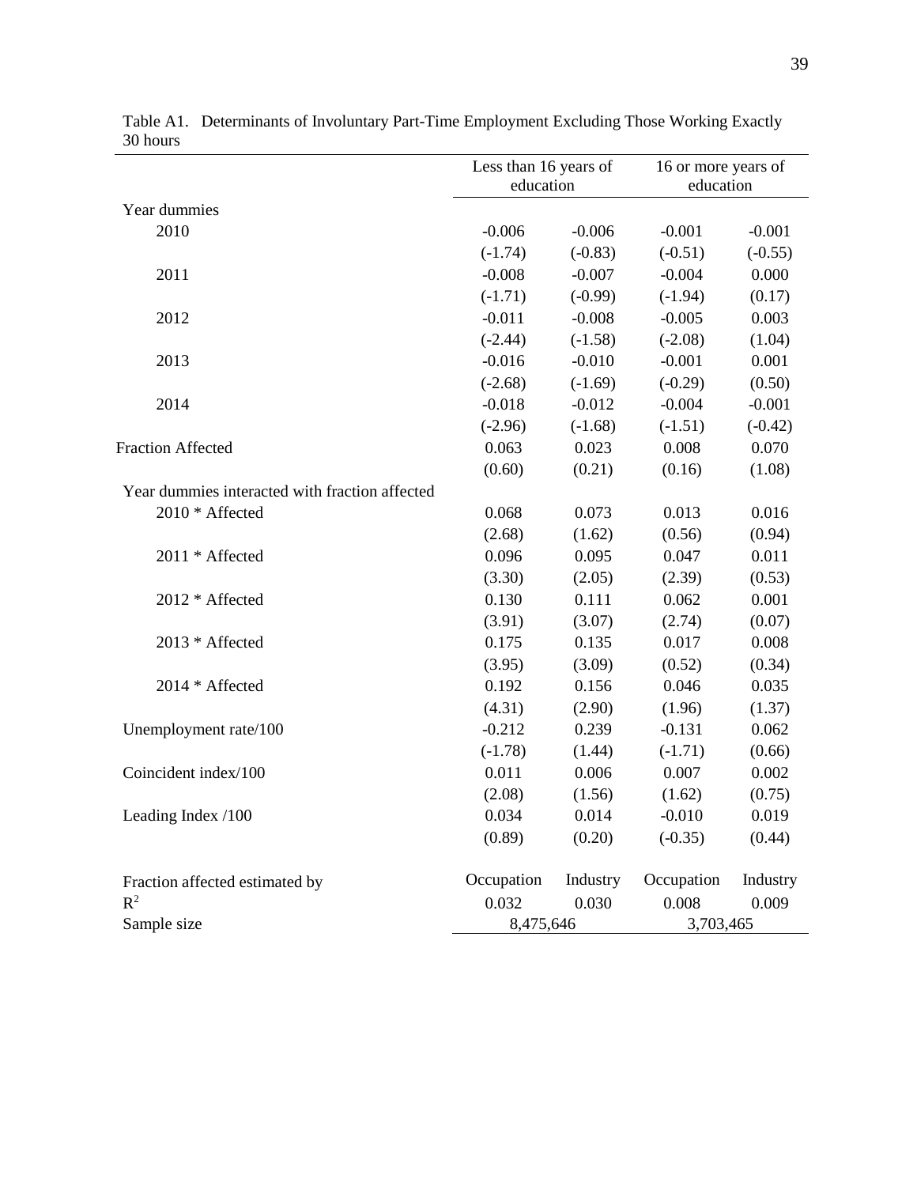Table A1. Determinants of Involuntary Part-Time Employment Excluding Those Working Exactly 30 hours

| | Less than 16 years of education | | 16 or more years of education | |
|---|---|---|---|---|
| Year dummies | | | | |
| 2010 | -0.006 | -0.006 | -0.001 | -0.001 |
| | (-1.74) | (-0.83) | (-0.51) | (-0.55) |
| 2011 | -0.008 | -0.007 | -0.004 | 0.000 |
| | (-1.71) | (-0.99) | (-1.94) | (0.17) |
| 2012 | -0.011 | -0.008 | -0.005 | 0.003 |
| | (-2.44) | (-1.58) | (-2.08) | (1.04) |
| 2013 | -0.016 | -0.010 | -0.001 | 0.001 |
| | (-2.68) | (-1.69) | (-0.29) | (0.50) |
| 2014 | -0.018 | -0.012 | -0.004 | -0.001 |
| | (-2.96) | (-1.68) | (-1.51) | (-0.42) |
| Fraction Affected | 0.063 | 0.023 | 0.008 | 0.070 |
| | (0.60) | (0.21) | (0.16) | (1.08) |
| Year dummies interacted with fraction affected | | | | |
| 2010 * Affected | 0.068 | 0.073 | 0.013 | 0.016 |
| | (2.68) | (1.62) | (0.56) | (0.94) |
| 2011 * Affected | 0.096 | 0.095 | 0.047 | 0.011 |
| | (3.30) | (2.05) | (2.39) | (0.53) |
| 2012 * Affected | 0.130 | 0.111 | 0.062 | 0.001 |
| | (3.91) | (3.07) | (2.74) | (0.07) |
| 2013 * Affected | 0.175 | 0.135 | 0.017 | 0.008 |
| | (3.95) | (3.09) | (0.52) | (0.34) |
| 2014 * Affected | 0.192 | 0.156 | 0.046 | 0.035 |
| | (4.31) | (2.90) | (1.96) | (1.37) |
| Unemployment rate/100 | -0.212 | 0.239 | -0.131 | 0.062 |
| | (-1.78) | (1.44) | (-1.71) | (0.66) |
| Coincident index/100 | 0.011 | 0.006 | 0.007 | 0.002 |
| | (2.08) | (1.56) | (1.62) | (0.75) |
| Leading Index /100 | 0.034 | 0.014 | -0.010 | 0.019 |
| | (0.89) | (0.20) | (-0.35) | (0.44) |
| Fraction affected estimated by | Occupation | Industry | Occupation | Industry |
| $R^2$ | 0.032 | 0.030 | 0.008 | 0.009 |
| Sample size | 8,475,646 | | 3,703,465 | |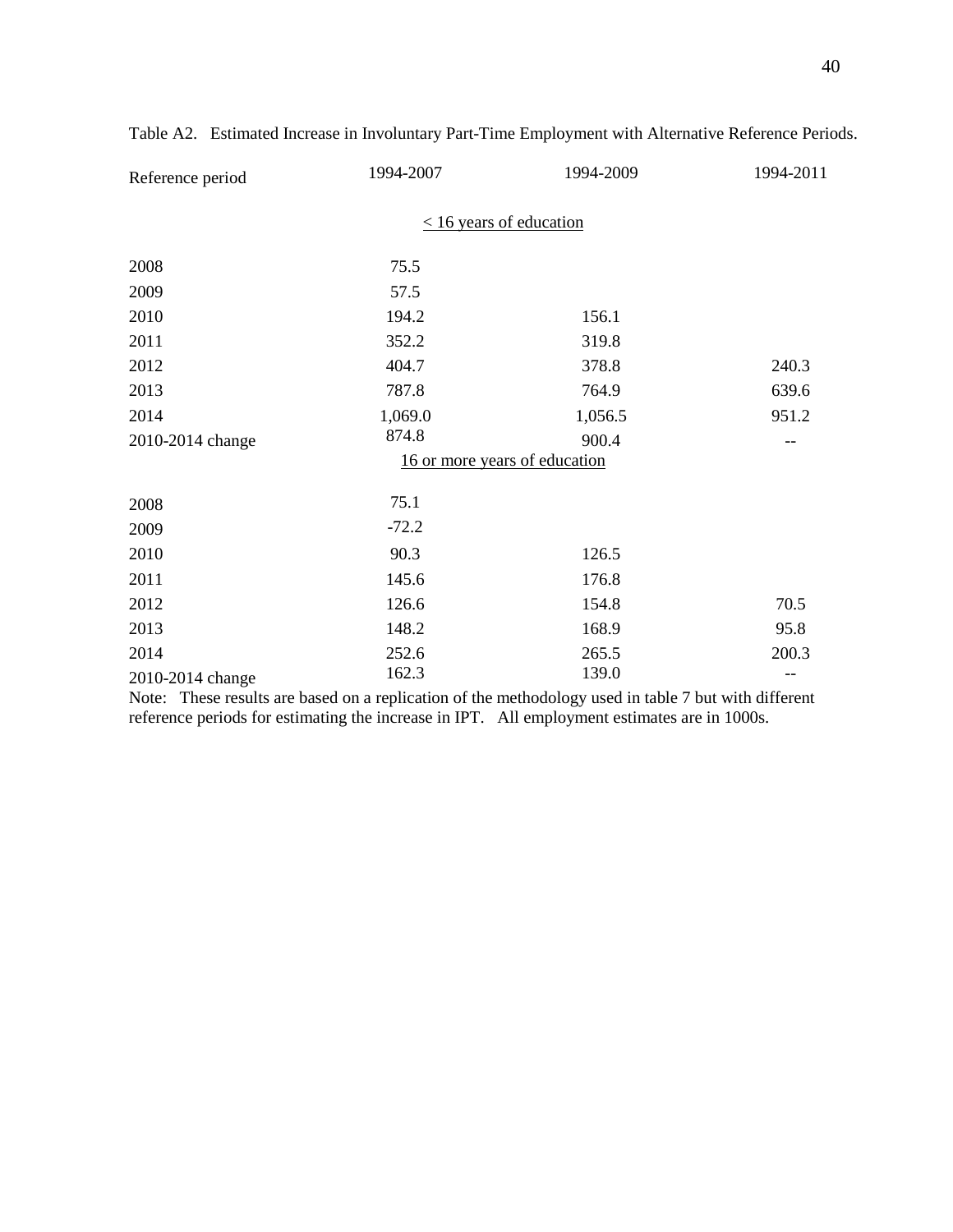Table A2. Estimated Increase in Involuntary Part-Time Employment with Alternative Reference Periods.

| Reference period | 1994-2007 | 1994-2009 | 1994-2011 |
|---|---|---|---|
| | < 16 years of education | | |
| 2008 | 75.5 | | |
| 2009 | 57.5 | | |
| 2010 | 194.2 | 156.1 | |
| 2011 | 352.2 | 319.8 | |
| 2012 | 404.7 | 378.8 | 240.3 |
| 2013 | 787.8 | 764.9 | 639.6 |
| 2014 | 1,069.0 | 1,056.5 | 951.2 |
| 2010-2014 change | 874.8 | 900.4 | -- |
| | 16 or more years of education | | |
| 2008 | 75.1 | | |
| 2009 | -72.2 | | |
| 2010 | 90.3 | 126.5 | |
| 2011 | 145.6 | 176.8 | |
| 2012 | 126.6 | 154.8 | 70.5 |
| 2013 | 148.2 | 168.9 | 95.8 |
| 2014 | 252.6 | 265.5 | 200.3 |
| 2010-2014 change | 162.3 | 139.0 | -- |

Note: These results are based on a replication of the methodology used in table 7 but with different reference periods for estimating the increase in IPT. All employment estimates are in 1000s.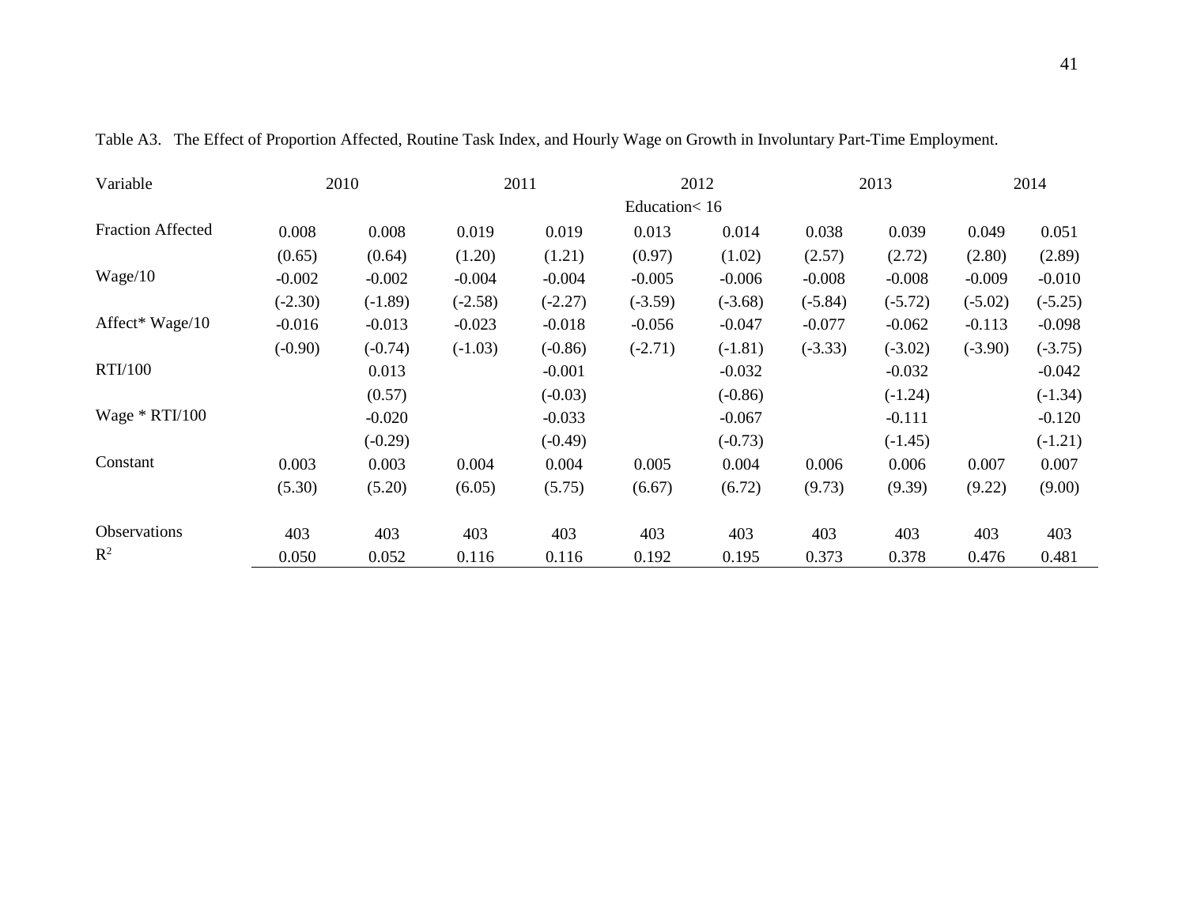Table A3. The Effect of Proportion Affected, Routine Task Index, and Hourly Wage on Growth in Involuntary Part-Time Employment.

| Variable | 2010 | | 2011 | | 2012 | | 2013 | | 2014 | |
|---|---|---|---|---|---|---|---|---|---|---|
| | | | | | Education< 16 | | | | | |
| Fraction Affected | 0.008 | 0.008 | 0.019 | 0.019 | 0.013 | 0.014 | 0.038 | 0.039 | 0.049 | 0.051 |
| | (0.65) | (0.64) | (1.20) | (1.21) | (0.97) | (1.02) | (2.57) | (2.72) | (2.80) | (2.89) |
| Wage/10 | -0.002 | -0.002 | -0.004 | -0.004 | -0.005 | -0.006 | -0.008 | -0.008 | -0.009 | -0.010 |
| | (-2.30) | (-1.89) | (-2.58) | (-2.27) | (-3.59) | (-3.68) | (-5.84) | (-5.72) | (-5.02) | (-5.25) |
| Affect* Wage/10 | -0.016 | -0.013 | -0.023 | -0.018 | -0.056 | -0.047 | -0.077 | -0.062 | -0.113 | -0.098 |
| | (-0.90) | (-0.74) | (-1.03) | (-0.86) | (-2.71) | (-1.81) | (-3.33) | (-3.02) | (-3.90) | (-3.75) |
| RTI/100 | | 0.013 | | -0.001 | | -0.032 | | -0.032 | | -0.042 |
| | | (0.57) | | (-0.03) | | (-0.86) | | (-1.24) | | (-1.34) |
| Wage * RTI/100 | | -0.020 | | -0.033 | | -0.067 | | -0.111 | | -0.120 |
| | | (-0.29) | | (-0.49) | | (-0.73) | | (-1.45) | | (-1.21) |
| Constant | 0.003 | 0.003 | 0.004 | 0.004 | 0.005 | 0.004 | 0.006 | 0.006 | 0.007 | 0.007 |
| | (5.30) | (5.20) | (6.05) | (5.75) | (6.67) | (6.72) | (9.73) | (9.39) | (9.22) | (9.00) |
| Observations | 403 | 403 | 403 | 403 | 403 | 403 | 403 | 403 | 403 | 403 |
| $R^2$ | 0.050 | 0.052 | 0.116 | 0.116 | 0.192 | 0.195 | 0.373 | 0.378 | 0.476 | 0.481 |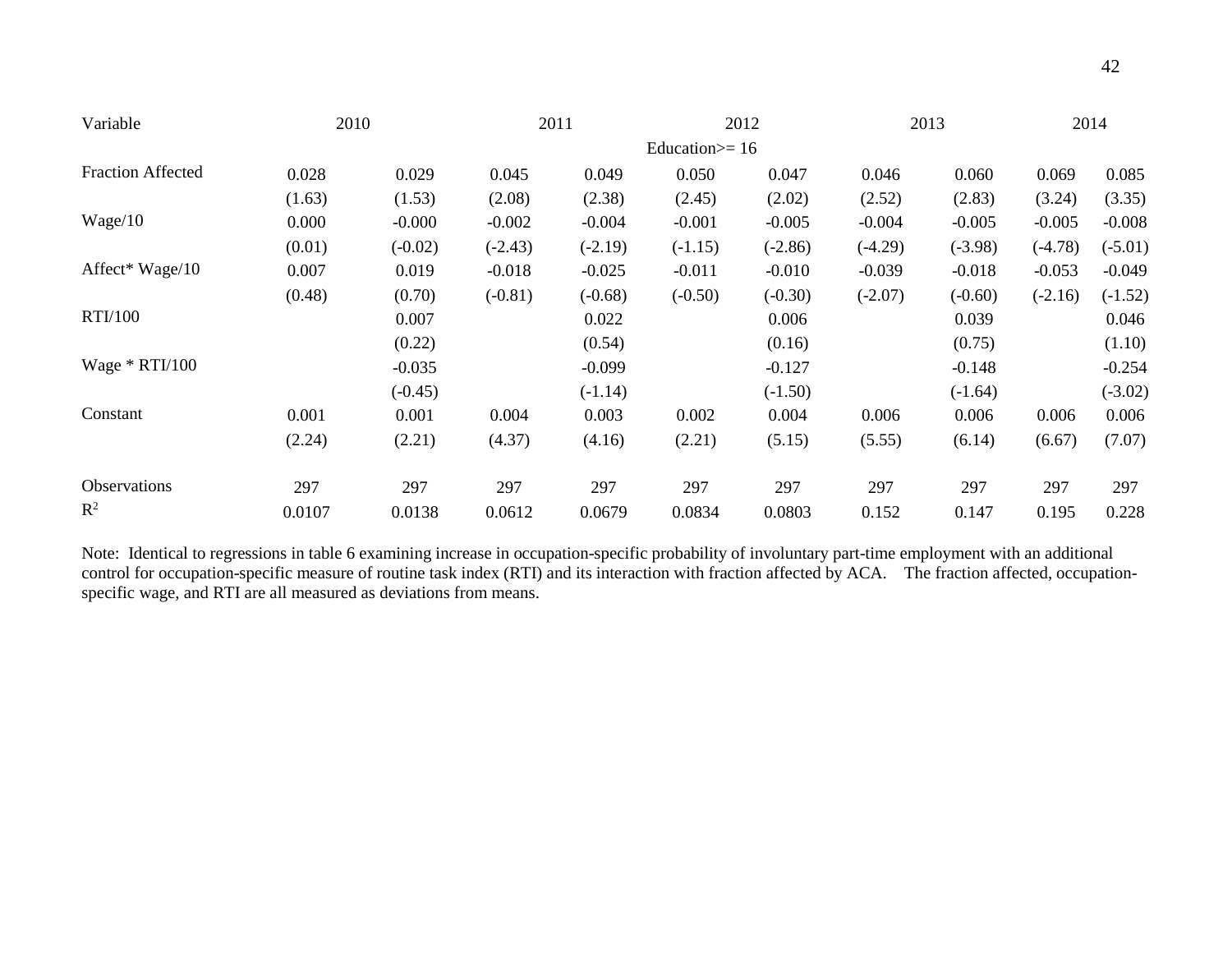| Variable | 2010 | | 2011 | | 2012 | | 2013 | | 2014 | |
|---|---|---|---|---|---|---|---|---|---|---|
| | | | | | Education>= 16 | | | | | |
| Fraction Affected | 0.028 | 0.029 | 0.045 | 0.049 | 0.050 | 0.047 | 0.046 | 0.060 | 0.069 | 0.085 |
| | (1.63) | (1.53) | (2.08) | (2.38) | (2.45) | (2.02) | (2.52) | (2.83) | (3.24) | (3.35) |
| Wage/10 | 0.000 | -0.000 | -0.002 | -0.004 | -0.001 | -0.005 | -0.004 | -0.005 | -0.005 | -0.008 |
| | (0.01) | (-0.02) | (-2.43) | (-2.19) | (-1.15) | (-2.86) | (-4.29) | (-3.98) | (-4.78) | (-5.01) |
| Affect* Wage/10 | 0.007 | 0.019 | -0.018 | -0.025 | -0.011 | -0.010 | -0.039 | -0.018 | -0.053 | -0.049 |
| | (0.48) | (0.70) | (-0.81) | (-0.68) | (-0.50) | (-0.30) | (-2.07) | (-0.60) | (-2.16) | (-1.52) |
| RTI/100 | | 0.007 | | 0.022 | | 0.006 | | 0.039 | | 0.046 |
| | | (0.22) | | (0.54) | | (0.16) | | (0.75) | | (1.10) |
| Wage * RTI/100 | | -0.035 | | -0.099 | | -0.127 | | -0.148 | | -0.254 |
| | | (-0.45) | | (-1.14) | | (-1.50) | | (-1.64) | | (-3.02) |
| Constant | 0.001 | 0.001 | 0.004 | 0.003 | 0.002 | 0.004 | 0.006 | 0.006 | 0.006 | 0.006 |
| | (2.24) | (2.21) | (4.37) | (4.16) | (2.21) | (5.15) | (5.55) | (6.14) | (6.67) | (7.07) |
| Observations | 297 | 297 | 297 | 297 | 297 | 297 | 297 | 297 | 297 | 297 |
| $R^2$ | 0.0107 | 0.0138 | 0.0612 | 0.0679 | 0.0834 | 0.0803 | 0.152 | 0.147 | 0.195 | 0.228 |

Note: Identical to regressions in table 6 examining increase in occupation-specific probability of involuntary part-time employment with an additional control for occupation-specific measure of routine task index (RTI) and its interaction with fraction affected by ACA. The fraction affected, occupation-specific wage, and RTI are all measured as deviations from means.